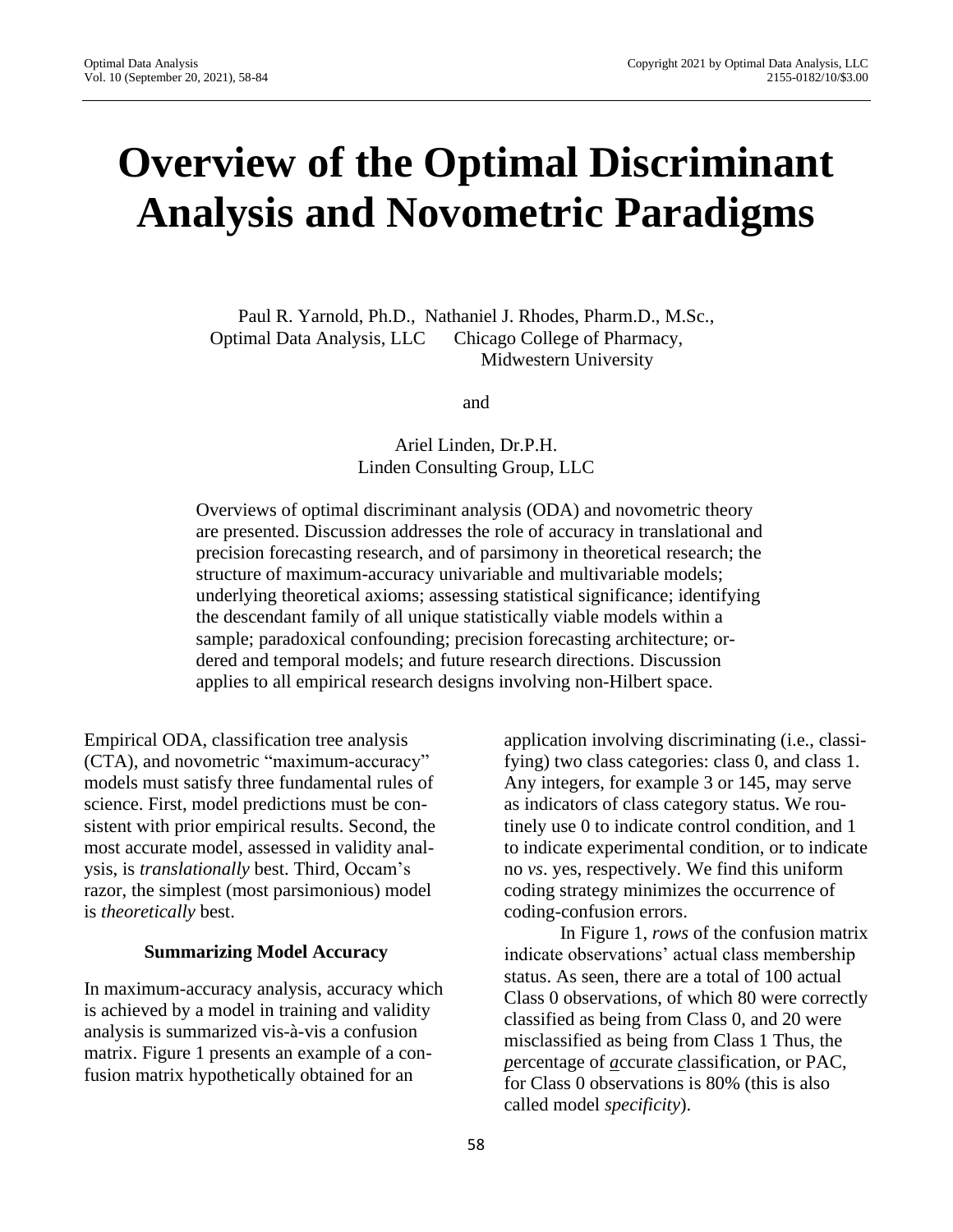# Overview of the Optimal Discriminant Analysis and Novometric Paradigms

Paul R. Yarnold, Ph.D., Optimal Data Analysis, LLC

Nathaniel J. Rhodes, Pharm.D., M.Sc., Chicago College of Pharmacy, Midwestern University

and

Ariel Linden, Dr.P.H. Linden Consulting Group, LLC

Overviews of optimal discriminant analysis (ODA) and novometric theory are presented. Discussion addresses the role of accuracy in translational and precision forecasting research, and of parsimony in theoretical research; the structure of maximum-accuracy univariable and multivariable models; underlying theoretical axioms; assessing statistical significance; identifying the descendant family of all unique statistically viable models within a sample; paradoxical confounding; precision forecasting architecture; ordered and temporal models; and future research directions. Discussion applies to all empirical research designs involving non-Hilbert space.

Empirical ODA, classification tree analysis (CTA), and novometric "maximum-accuracy" models must satisfy three fundamental rules of science. First, model predictions must be consistent with prior empirical results. Second, the most accurate model, assessed in validity analysis, is *translationally* best. Third, Occam's razor, the simplest (most parsimonious) model is *theoretically* best.

### Summarizing Model Accuracy

In maximum-accuracy analysis, accuracy which is achieved by a model in training and validity analysis is summarized vis-à-vis a confusion matrix. Figure 1 presents an example of a confusion matrix hypothetically obtained for an application involving discriminating (i.e., classifying) two class categories: class 0, and class 1. Any integers, for example 3 or 145, may serve as indicators of class category status. We routinely use 0 to indicate control condition, and 1 to indicate experimental condition, or to indicate no *vs*. yes, respectively. We find this uniform coding strategy minimizes the occurrence of coding-confusion errors.

In Figure 1, *rows* of the confusion matrix indicate observations' actual class membership status. As seen, there are a total of 100 actual Class 0 observations, of which 80 were correctly classified as being from Class 0, and 20 were misclassified as being from Class 1 Thus, the ***p***ercentage of ***a***ccurate ***c***lassification, or PAC, for Class 0 observations is 80% (this is also called model *specificity*).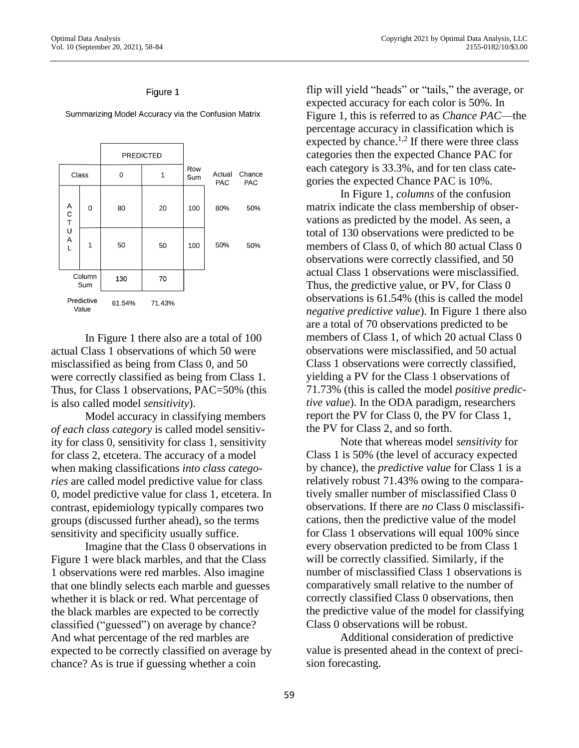Figure 1

Summarizing Model Accuracy via the Confusion Matrix

| | Class | PREDICTED 0 | PREDICTED 1 | Row Sum | Actual PAC | Chance PAC |
|---|---|---|---|---|---|---|
| ACTUAL | 0 | 80 | 20 | 100 | 80% | 50% |
| ACTUAL | 1 | 50 | 50 | 100 | 50% | 50% |
| Column Sum | | 130 | 70 | | | |
| Predictive Value | | 61.54% | 71.43% | | | |

In Figure 1 there also are a total of 100 actual Class 1 observations of which 50 were misclassified as being from Class 0, and 50 were correctly classified as being from Class 1. Thus, for Class 1 observations, PAC=50% (this is also called model *sensitivity*).

Model accuracy in classifying members *of each class category* is called model sensitivity for class 0, sensitivity for class 1, sensitivity for class 2, etcetera. The accuracy of a model when making classifications *into class categories* are called model predictive value for class 0, model predictive value for class 1, etcetera. In contrast, epidemiology typically compares two groups (discussed further ahead), so the terms sensitivity and specificity usually suffice.

Imagine that the Class 0 observations in Figure 1 were black marbles, and that the Class 1 observations were red marbles. Also imagine that one blindly selects each marble and guesses whether it is black or red. What percentage of the black marbles are expected to be correctly classified ("guessed") on average by chance? And what percentage of the red marbles are expected to be correctly classified on average by chance? As is true if guessing whether a coin flip will yield "heads" or "tails," the average, or expected accuracy for each color is 50%. In Figure 1, this is referred to as *Chance PAC*—the percentage accuracy in classification which is expected by chance.[1,2] If there were three class categories then the expected Chance PAC for each category is 33.3%, and for ten class categories the expected Chance PAC is 10%.

In Figure 1, *columns* of the confusion matrix indicate the class membership of observations as predicted by the model. As seen, a total of 130 observations were predicted to be members of Class 0, of which 80 actual Class 0 observations were correctly classified, and 50 actual Class 1 observations were misclassified. Thus, the *p*redictive *v*alue, or PV, for Class 0 observations is 61.54% (this is called the model *negative predictive value*). In Figure 1 there also are a total of 70 observations predicted to be members of Class 1, of which 20 actual Class 0 observations were misclassified, and 50 actual Class 1 observations were correctly classified, yielding a PV for the Class 1 observations of 71.73% (this is called the model *positive predictive value*). In the ODA paradigm, researchers report the PV for Class 0, the PV for Class 1, the PV for Class 2, and so forth.

Note that whereas model *sensitivity* for Class 1 is 50% (the level of accuracy expected by chance), the *predictive value* for Class 1 is a relatively robust 71.43% owing to the comparatively smaller number of misclassified Class 0 observations. If there are *no* Class 0 misclassifications, then the predictive value of the model for Class 1 observations will equal 100% since every observation predicted to be from Class 1 will be correctly classified. Similarly, if the number of misclassified Class 1 observations is comparatively small relative to the number of correctly classified Class 0 observations, then the predictive value of the model for classifying Class 0 observations will be robust.

Additional consideration of predictive value is presented ahead in the context of precision forecasting.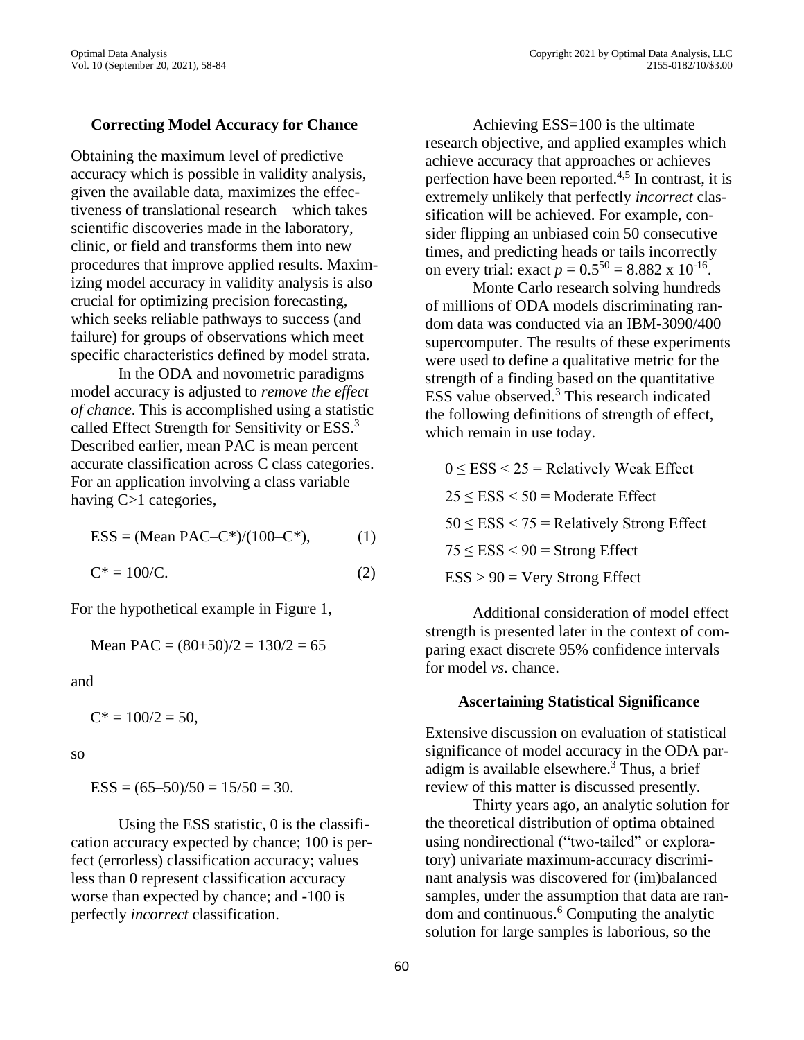## Correcting Model Accuracy for Chance

Obtaining the maximum level of predictive accuracy which is possible in validity analysis, given the available data, maximizes the effectiveness of translational research—which takes scientific discoveries made in the laboratory, clinic, or field and transforms them into new procedures that improve applied results. Maximizing model accuracy in validity analysis is also crucial for optimizing precision forecasting, which seeks reliable pathways to success (and failure) for groups of observations which meet specific characteristics defined by model strata.

In the ODA and novometric paradigms model accuracy is adjusted to *remove the effect of chance*. This is accomplished using a statistic called Effect Strength for Sensitivity or ESS.[3] Described earlier, mean PAC is mean percent accurate classification across C class categories. For an application involving a class variable having C>1 categories,

$$\text{ESS} = (\text{Mean PAC}-C^*)/(100-C^*), \qquad (1)$$

$$C^* = 100/C. \qquad (2)$$

For the hypothetical example in Figure 1,

$$\text{Mean PAC} = (80+50)/2 = 130/2 = 65$$

and

$$C^* = 100/2 = 50,$$

so

$$\text{ESS} = (65-50)/50 = 15/50 = 30.$$

Using the ESS statistic, 0 is the classification accuracy expected by chance; 100 is perfect (errorless) classification accuracy; values less than 0 represent classification accuracy worse than expected by chance; and -100 is perfectly *incorrect* classification.

Achieving ESS=100 is the ultimate research objective, and applied examples which achieve accuracy that approaches or achieves perfection have been reported.[4,5] In contrast, it is extremely unlikely that perfectly *incorrect* classification will be achieved. For example, consider flipping an unbiased coin 50 consecutive times, and predicting heads or tails incorrectly on every trial: exact $p = 0.5^{50} = 8.882 \times 10^{-16}$.

Monte Carlo research solving hundreds of millions of ODA models discriminating random data was conducted via an IBM-3090/400 supercomputer. The results of these experiments were used to define a qualitative metric for the strength of a finding based on the quantitative ESS value observed.[3] This research indicated the following definitions of strength of effect, which remain in use today.

$0 \leq \text{ESS} < 25$ = Relatively Weak Effect

$25 \leq \text{ESS} < 50$ = Moderate Effect

$50 \leq \text{ESS} < 75$ = Relatively Strong Effect

$75 \leq \text{ESS} < 90$ = Strong Effect

$\text{ESS} > 90$ = Very Strong Effect

Additional consideration of model effect strength is presented later in the context of comparing exact discrete 95% confidence intervals for model *vs*. chance.

## Ascertaining Statistical Significance

Extensive discussion on evaluation of statistical significance of model accuracy in the ODA paradigm is available elsewhere.[3] Thus, a brief review of this matter is discussed presently.

Thirty years ago, an analytic solution for the theoretical distribution of optima obtained using nondirectional ("two-tailed" or exploratory) univariate maximum-accuracy discriminant analysis was discovered for (im)balanced samples, under the assumption that data are random and continuous.[6] Computing the analytic solution for large samples is laborious, so the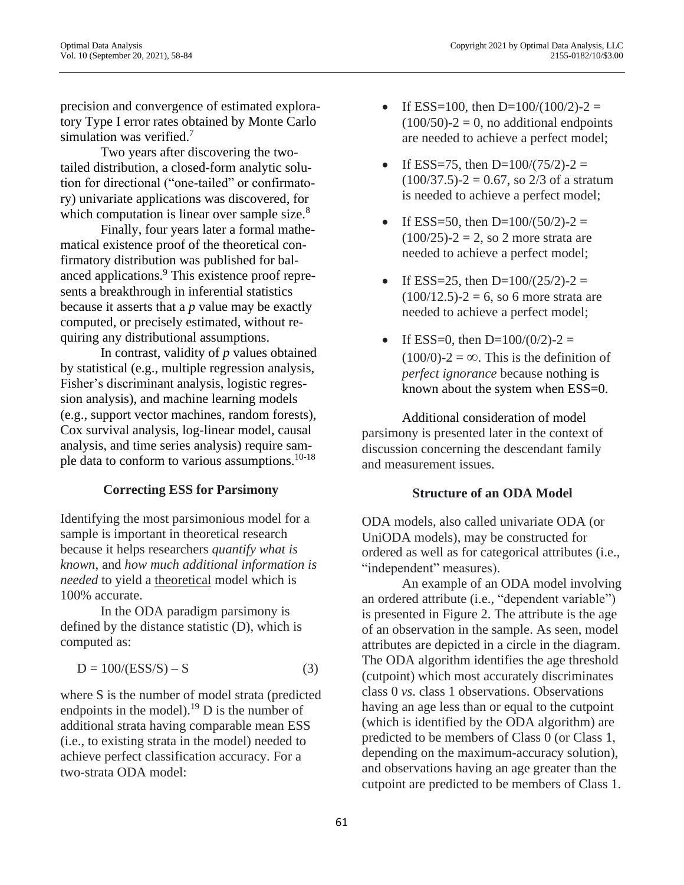precision and convergence of estimated exploratory Type I error rates obtained by Monte Carlo simulation was verified.[7]

Two years after discovering the two-tailed distribution, a closed-form analytic solution for directional ("one-tailed" or confirmatory) univariate applications was discovered, for which computation is linear over sample size.[8]

Finally, four years later a formal mathematical existence proof of the theoretical confirmatory distribution was published for balanced applications.[9] This existence proof represents a breakthrough in inferential statistics because it asserts that a *p* value may be exactly computed, or precisely estimated, without requiring any distributional assumptions.

In contrast, validity of *p* values obtained by statistical (e.g., multiple regression analysis, Fisher's discriminant analysis, logistic regression analysis), and machine learning models (e.g., support vector machines, random forests), Cox survival analysis, log-linear model, causal analysis, and time series analysis) require sample data to conform to various assumptions.[10-18]

## Correcting ESS for Parsimony

Identifying the most parsimonious model for a sample is important in theoretical research because it helps researchers *quantify what is known*, and *how much additional information is needed* to yield a theoretical model which is 100% accurate.

In the ODA paradigm parsimony is defined by the distance statistic (D), which is computed as:

$$D = 100/(ESS/S) - S \qquad (3)$$

where S is the number of model strata (predicted endpoints in the model).[19] D is the number of additional strata having comparable mean ESS (i.e., to existing strata in the model) needed to achieve perfect classification accuracy. For a two-strata ODA model:

- If ESS=100, then $D=100/(100/2)-2 = (100/50)-2 = 0$, no additional endpoints are needed to achieve a perfect model;
- If ESS=75, then $D=100/(75/2)-2 = (100/37.5)-2 = 0.67$, so 2/3 of a stratum is needed to achieve a perfect model;
- If ESS=50, then $D=100/(50/2)-2 = (100/25)-2 = 2$, so 2 more strata are needed to achieve a perfect model;
- If ESS=25, then $D=100/(25/2)-2 = (100/12.5)-2 = 6$, so 6 more strata are needed to achieve a perfect model;
- If ESS=0, then $D=100/(0/2)-2 = (100/0)-2 = \infty$. This is the definition of *perfect ignorance* because nothing is known about the system when ESS=0.

Additional consideration of model parsimony is presented later in the context of discussion concerning the descendant family and measurement issues.

## Structure of an ODA Model

ODA models, also called univariate ODA (or UniODA models), may be constructed for ordered as well as for categorical attributes (i.e., "independent" measures).

An example of an ODA model involving an ordered attribute (i.e., "dependent variable") is presented in Figure 2. The attribute is the age of an observation in the sample. As seen, model attributes are depicted in a circle in the diagram. The ODA algorithm identifies the age threshold (cutpoint) which most accurately discriminates class 0 *vs*. class 1 observations. Observations having an age less than or equal to the cutpoint (which is identified by the ODA algorithm) are predicted to be members of Class 0 (or Class 1, depending on the maximum-accuracy solution), and observations having an age greater than the cutpoint are predicted to be members of Class 1.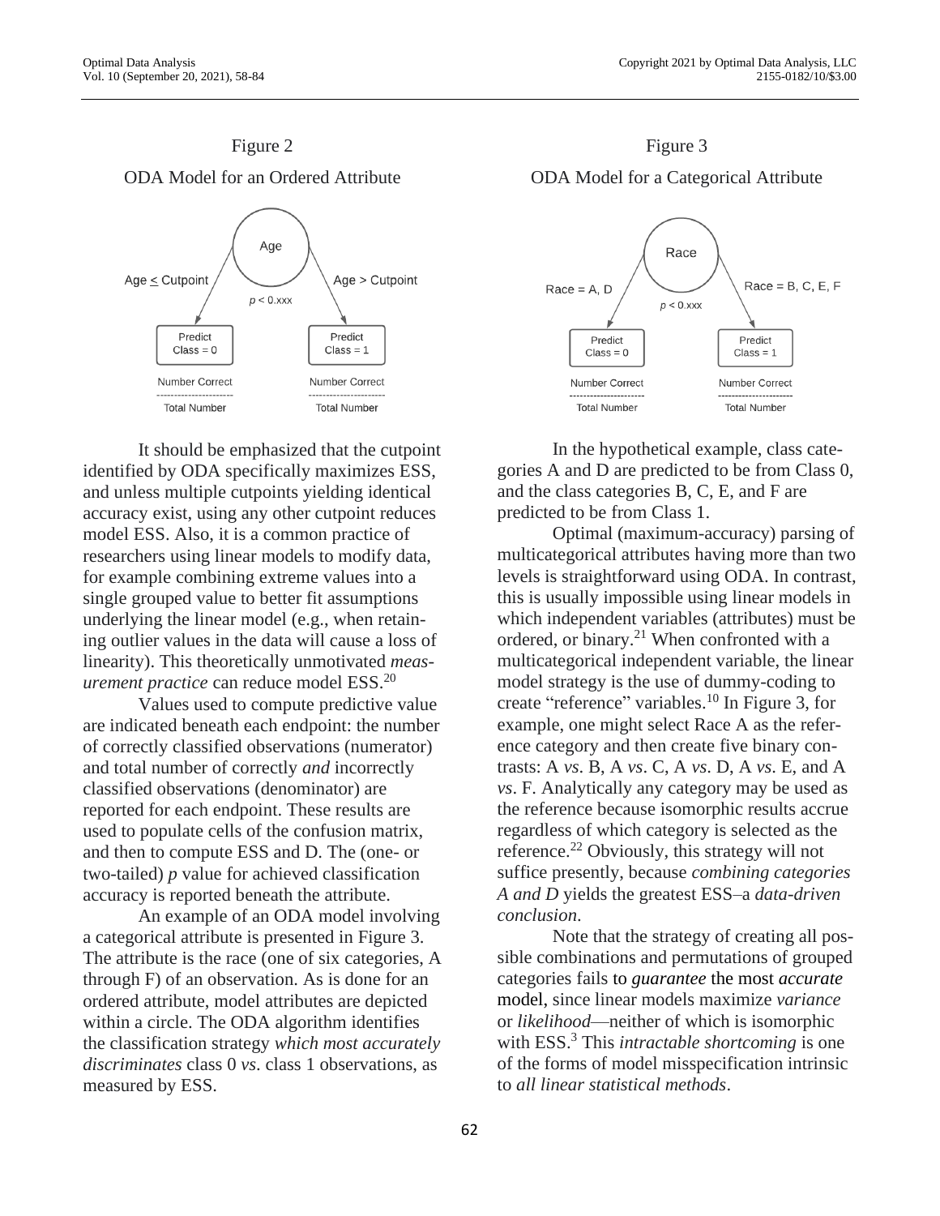Figure 2

ODA Model for an Ordered Attribute

Age

Age ≤ Cutpoint

Age > Cutpoint

$p < 0.xxx$

Predict Class = 0

Predict Class = 1

Number Correct / Total Number

Number Correct / Total Number

It should be emphasized that the cutpoint identified by ODA specifically maximizes ESS, and unless multiple cutpoints yielding identical accuracy exist, using any other cutpoint reduces model ESS. Also, it is a common practice of researchers using linear models to modify data, for example combining extreme values into a single grouped value to better fit assumptions underlying the linear model (e.g., when retaining outlier values in the data will cause a loss of linearity). This theoretically unmotivated *measurement practice* can reduce model ESS.[20]

Values used to compute predictive value are indicated beneath each endpoint: the number of correctly classified observations (numerator) and total number of correctly *and* incorrectly classified observations (denominator) are reported for each endpoint. These results are used to populate cells of the confusion matrix, and then to compute ESS and D. The (one- or two-tailed) *p* value for achieved classification accuracy is reported beneath the attribute.

An example of an ODA model involving a categorical attribute is presented in Figure 3. The attribute is the race (one of six categories, A through F) of an observation. As is done for an ordered attribute, model attributes are depicted within a circle. The ODA algorithm identifies the classification strategy *which most accurately discriminates* class 0 *vs*. class 1 observations, as measured by ESS.

Figure 3

ODA Model for a Categorical Attribute

Race

Race = A, D

Race = B, C, E, F

$p < 0.xxx$

Predict Class = 0

Predict Class = 1

Number Correct / Total Number

Number Correct / Total Number

In the hypothetical example, class categories A and D are predicted to be from Class 0, and the class categories B, C, E, and F are predicted to be from Class 1.

Optimal (maximum-accuracy) parsing of multicategorical attributes having more than two levels is straightforward using ODA. In contrast, this is usually impossible using linear models in which independent variables (attributes) must be ordered, or binary.[21] When confronted with a multicategorical independent variable, the linear model strategy is the use of dummy-coding to create "reference" variables.[10] In Figure 3, for example, one might select Race A as the reference category and then create five binary contrasts: A *vs*. B, A *vs*. C, A *vs*. D, A *vs*. E, and A *vs*. F. Analytically any category may be used as the reference because isomorphic results accrue regardless of which category is selected as the reference.[22] Obviously, this strategy will not suffice presently, because *combining categories A and D* yields the greatest ESS–a *data-driven conclusion*.

Note that the strategy of creating all possible combinations and permutations of grouped categories fails to *guarantee* the most *accurate* model, since linear models maximize *variance* or *likelihood*—neither of which is isomorphic with ESS.[3] This *intractable shortcoming* is one of the forms of model misspecification intrinsic to *all linear statistical methods*.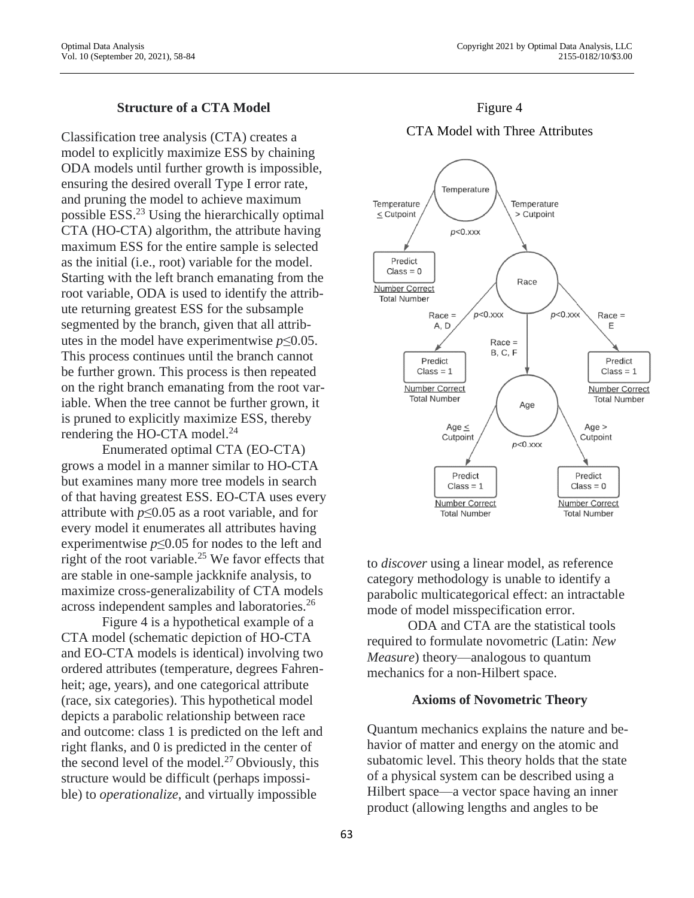### Structure of a CTA Model

Classification tree analysis (CTA) creates a model to explicitly maximize ESS by chaining ODA models until further growth is impossible, ensuring the desired overall Type I error rate, and pruning the model to achieve maximum possible ESS.[23] Using the hierarchically optimal CTA (HO-CTA) algorithm, the attribute having maximum ESS for the entire sample is selected as the initial (i.e., root) variable for the model. Starting with the left branch emanating from the root variable, ODA is used to identify the attribute returning greatest ESS for the subsample segmented by the branch, given that all attributes in the model have experimentwise $p \leq 0.05$. This process continues until the branch cannot be further grown. This process is then repeated on the right branch emanating from the root variable. When the tree cannot be further grown, it is pruned to explicitly maximize ESS, thereby rendering the HO-CTA model.[24]

Enumerated optimal CTA (EO-CTA) grows a model in a manner similar to HO-CTA but examines many more tree models in search of that having greatest ESS. EO-CTA uses every attribute with $p \leq 0.05$ as a root variable, and for every model it enumerates all attributes having experimentwise $p \leq 0.05$ for nodes to the left and right of the root variable.[25] We favor effects that are stable in one-sample jackknife analysis, to maximize cross-generalizability of CTA models across independent samples and laboratories.[26]

Figure 4 is a hypothetical example of a CTA model (schematic depiction of HO-CTA and EO-CTA models is identical) involving two ordered attributes (temperature, degrees Fahrenheit; age, years), and one categorical attribute (race, six categories). This hypothetical model depicts a parabolic relationship between race and outcome: class 1 is predicted on the left and right flanks, and 0 is predicted in the center of the second level of the model.[27] Obviously, this structure would be difficult (perhaps impossible) to *operationalize*, and virtually impossible to *discover* using a linear model, as reference category methodology is unable to identify a parabolic multicategorical effect: an intractable mode of model misspecification error.

Figure 4

CTA Model with Three Attributes

ODA and CTA are the statistical tools required to formulate novometric (Latin: *New Measure*) theory—analogous to quantum mechanics for a non-Hilbert space.

### Axioms of Novometric Theory

Quantum mechanics explains the nature and behavior of matter and energy on the atomic and subatomic level. This theory holds that the state of a physical system can be described using a Hilbert space—a vector space having an inner product (allowing lengths and angles to be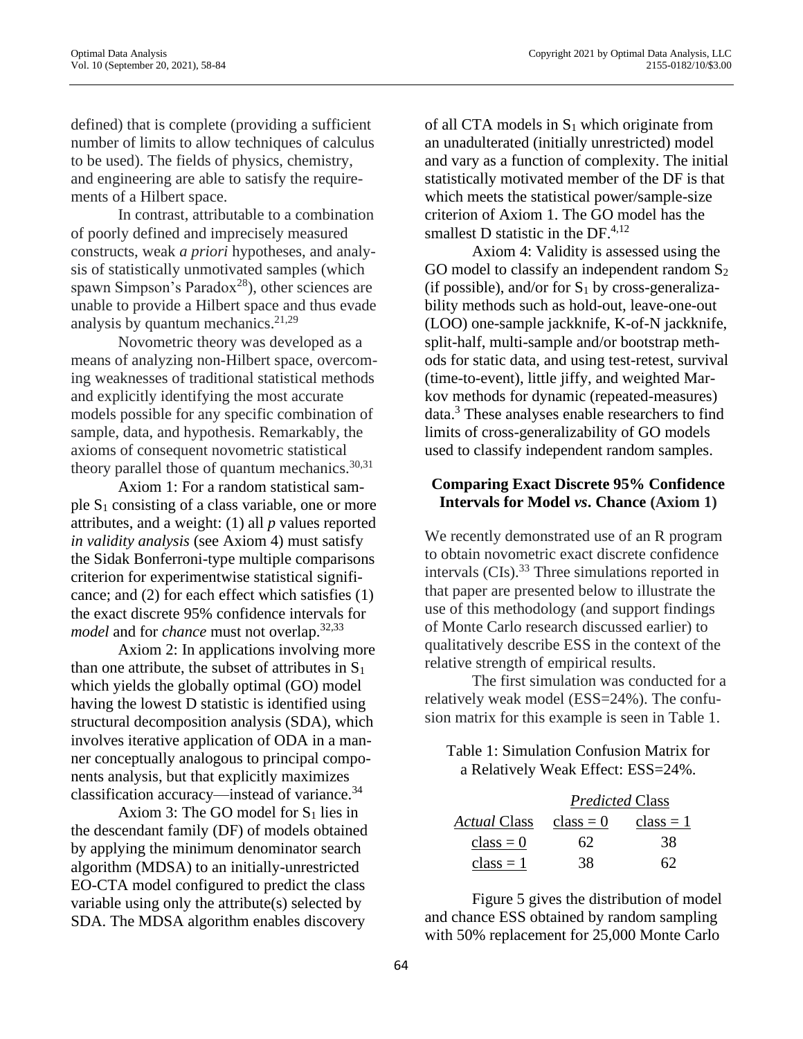defined) that is complete (providing a sufficient number of limits to allow techniques of calculus to be used). The fields of physics, chemistry, and engineering are able to satisfy the requirements of a Hilbert space.

In contrast, attributable to a combination of poorly defined and imprecisely measured constructs, weak *a priori* hypotheses, and analysis of statistically unmotivated samples (which spawn Simpson's Paradox[28]), other sciences are unable to provide a Hilbert space and thus evade analysis by quantum mechanics.[21,29]

Novometric theory was developed as a means of analyzing non-Hilbert space, overcoming weaknesses of traditional statistical methods and explicitly identifying the most accurate models possible for any specific combination of sample, data, and hypothesis. Remarkably, the axioms of consequent novometric statistical theory parallel those of quantum mechanics.[30,31]

Axiom 1: For a random statistical sample $S_1$ consisting of a class variable, one or more attributes, and a weight: (1) all *p* values reported *in validity analysis* (see Axiom 4) must satisfy the Sidak Bonferroni-type multiple comparisons criterion for experimentwise statistical significance; and (2) for each effect which satisfies (1) the exact discrete 95% confidence intervals for *model* and for *chance* must not overlap.[32,33]

Axiom 2: In applications involving more than one attribute, the subset of attributes in $S_1$ which yields the globally optimal (GO) model having the lowest D statistic is identified using structural decomposition analysis (SDA), which involves iterative application of ODA in a manner conceptually analogous to principal components analysis, but that explicitly maximizes classification accuracy—instead of variance.[34]

Axiom 3: The GO model for $S_1$ lies in the descendant family (DF) of models obtained by applying the minimum denominator search algorithm (MDSA) to an initially-unrestricted EO-CTA model configured to predict the class variable using only the attribute(s) selected by SDA. The MDSA algorithm enables discovery of all CTA models in $S_1$ which originate from an unadulterated (initially unrestricted) model and vary as a function of complexity. The initial statistically motivated member of the DF is that which meets the statistical power/sample-size criterion of Axiom 1. The GO model has the smallest D statistic in the DF.[4,12]

Axiom 4: Validity is assessed using the GO model to classify an independent random $S_2$ (if possible), and/or for $S_1$ by cross-generalizability methods such as hold-out, leave-one-out (LOO) one-sample jackknife, K-of-N jackknife, split-half, multi-sample and/or bootstrap methods for static data, and using test-retest, survival (time-to-event), little jiffy, and weighted Markov methods for dynamic (repeated-measures) data.[3] These analyses enable researchers to find limits of cross-generalizability of GO models used to classify independent random samples.

## Comparing Exact Discrete 95% Confidence Intervals for Model *vs*. Chance (Axiom 1)

We recently demonstrated use of an R program to obtain novometric exact discrete confidence intervals (CIs).[33] Three simulations reported in that paper are presented below to illustrate the use of this methodology (and support findings of Monte Carlo research discussed earlier) to qualitatively describe ESS in the context of the relative strength of empirical results.

The first simulation was conducted for a relatively weak model (ESS=24%). The confusion matrix for this example is seen in Table 1.

Table 1: Simulation Confusion Matrix for a Relatively Weak Effect: ESS=24%.

| | *Predicted* Class | |
|---|---|---|
| *Actual* Class | class = 0 | class = 1 |
| class = 0 | 62 | 38 |
| class = 1 | 38 | 62 |

Figure 5 gives the distribution of model and chance ESS obtained by random sampling with 50% replacement for 25,000 Monte Carlo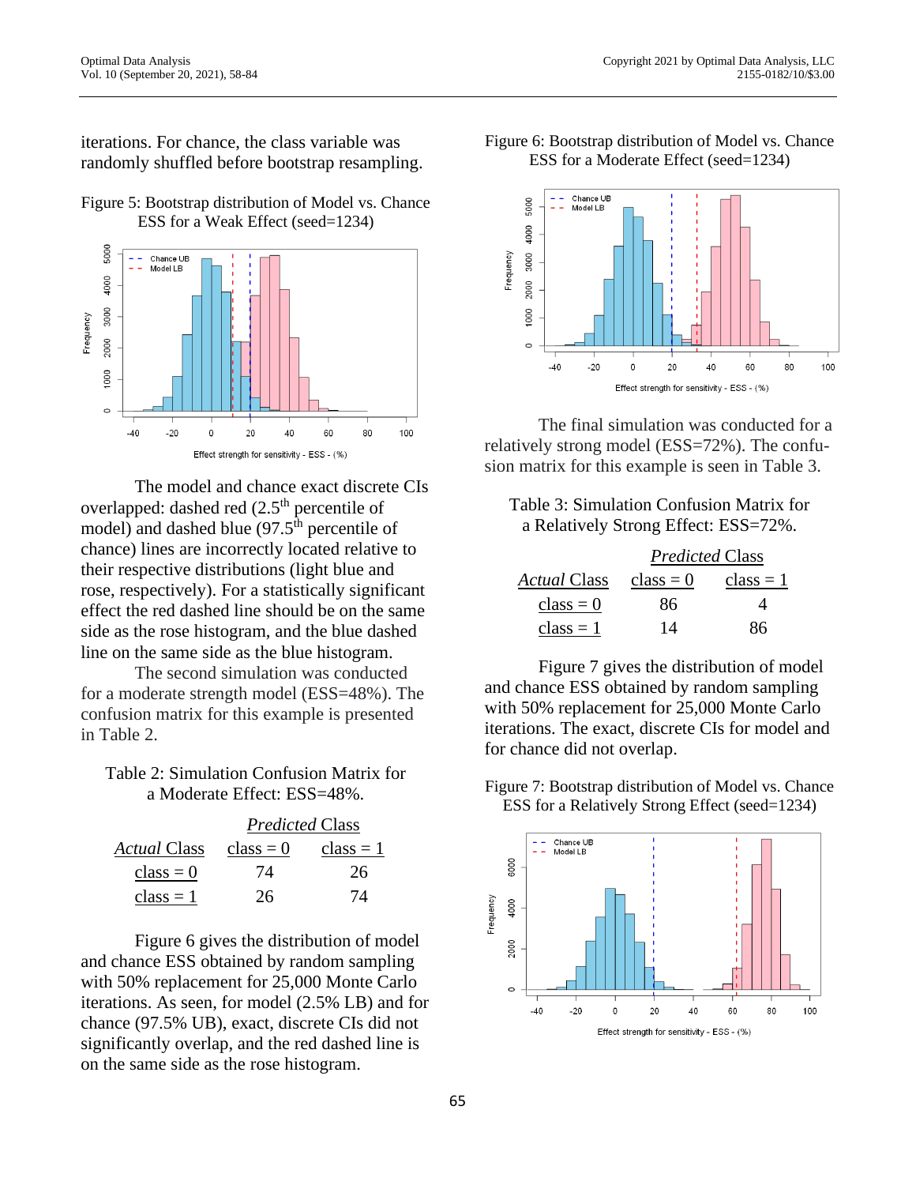iterations. For chance, the class variable was randomly shuffled before bootstrap resampling.

Figure 5: Bootstrap distribution of Model vs. Chance ESS for a Weak Effect (seed=1234)

The model and chance exact discrete CIs overlapped: dashed red (2.5th percentile of model) and dashed blue (97.5th percentile of chance) lines are incorrectly located relative to their respective distributions (light blue and rose, respectively). For a statistically significant effect the red dashed line should be on the same side as the rose histogram, and the blue dashed line on the same side as the blue histogram.

The second simulation was conducted for a moderate strength model (ESS=48%). The confusion matrix for this example is presented in Table 2.

Table 2: Simulation Confusion Matrix for a Moderate Effect: ESS=48%.

| | *Predicted* Class | |
|---|---|---|
| *Actual* Class | class = 0 | class = 1 |
| class = 0 | 74 | 26 |
| class = 1 | 26 | 74 |

Figure 6 gives the distribution of model and chance ESS obtained by random sampling with 50% replacement for 25,000 Monte Carlo iterations. As seen, for model (2.5% LB) and for chance (97.5% UB), exact, discrete CIs did not significantly overlap, and the red dashed line is on the same side as the rose histogram.

Figure 6: Bootstrap distribution of Model vs. Chance ESS for a Moderate Effect (seed=1234)

The final simulation was conducted for a relatively strong model (ESS=72%). The confusion matrix for this example is seen in Table 3.

Table 3: Simulation Confusion Matrix for a Relatively Strong Effect: ESS=72%.

| | *Predicted* Class | |
|---|---|---|
| *Actual* Class | class = 0 | class = 1 |
| class = 0 | 86 | 4 |
| class = 1 | 14 | 86 |

Figure 7 gives the distribution of model and chance ESS obtained by random sampling with 50% replacement for 25,000 Monte Carlo iterations. The exact, discrete CIs for model and for chance did not overlap.

Figure 7: Bootstrap distribution of Model vs. Chance ESS for a Relatively Strong Effect (seed=1234)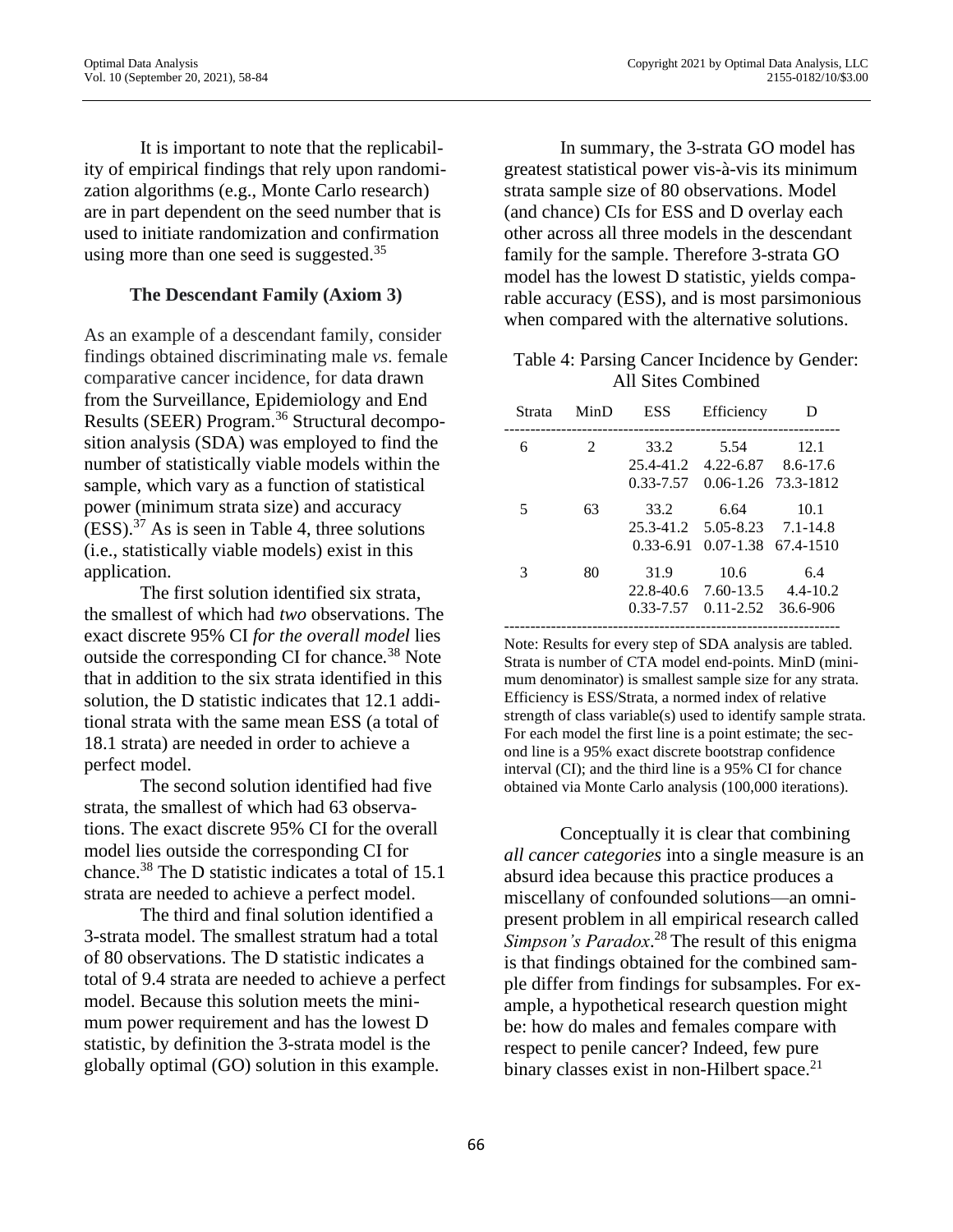It is important to note that the replicability of empirical findings that rely upon randomization algorithms (e.g., Monte Carlo research) are in part dependent on the seed number that is used to initiate randomization and confirmation using more than one seed is suggested.[35]

### The Descendant Family (Axiom 3)

As an example of a descendant family, consider findings obtained discriminating male *vs.* female comparative cancer incidence, for data drawn from the Surveillance, Epidemiology and End Results (SEER) Program.[36] Structural decomposition analysis (SDA) was employed to find the number of statistically viable models within the sample, which vary as a function of statistical power (minimum strata size) and accuracy (ESS).[37] As is seen in Table 4, three solutions (i.e., statistically viable models) exist in this application.

The first solution identified six strata, the smallest of which had *two* observations. The exact discrete 95% CI *for the overall model* lies outside the corresponding CI for chance.[38] Note that in addition to the six strata identified in this solution, the D statistic indicates that 12.1 additional strata with the same mean ESS (a total of 18.1 strata) are needed in order to achieve a perfect model.

The second solution identified had five strata, the smallest of which had 63 observations. The exact discrete 95% CI for the overall model lies outside the corresponding CI for chance.[38] The D statistic indicates a total of 15.1 strata are needed to achieve a perfect model.

The third and final solution identified a 3-strata model. The smallest stratum had a total of 80 observations. The D statistic indicates a total of 9.4 strata are needed to achieve a perfect model. Because this solution meets the minimum power requirement and has the lowest D statistic, by definition the 3-strata model is the globally optimal (GO) solution in this example.

In summary, the 3-strata GO model has greatest statistical power vis-à-vis its minimum strata sample size of 80 observations. Model (and chance) CIs for ESS and D overlay each other across all three models in the descendant family for the sample. Therefore 3-strata GO model has the lowest D statistic, yields comparable accuracy (ESS), and is most parsimonious when compared with the alternative solutions.

Table 4: Parsing Cancer Incidence by Gender: All Sites Combined

| Strata | MinD | ESS | Efficiency | D |
|---|---|---|---|---|
| 6 | 2 | 33.2 | 5.54 | 12.1 |
| | | 25.4-41.2 | 4.22-6.87 | 8.6-17.6 |
| | | 0.33-7.57 | 0.06-1.26 | 73.3-1812 |
| 5 | 63 | 33.2 | 6.64 | 10.1 |
| | | 25.3-41.2 | 5.05-8.23 | 7.1-14.8 |
| | | 0.33-6.91 | 0.07-1.38 | 67.4-1510 |
| 3 | 80 | 31.9 | 10.6 | 6.4 |
| | | 22.8-40.6 | 7.60-13.5 | 4.4-10.2 |
| | | 0.33-7.57 | 0.11-2.52 | 36.6-906 |

Note: Results for every step of SDA analysis are tabled. Strata is number of CTA model end-points. MinD (minimum denominator) is smallest sample size for any strata. Efficiency is ESS/Strata, a normed index of relative strength of class variable(s) used to identify sample strata. For each model the first line is a point estimate; the second line is a 95% exact discrete bootstrap confidence interval (CI); and the third line is a 95% CI for chance obtained via Monte Carlo analysis (100,000 iterations).

Conceptually it is clear that combining *all cancer categories* into a single measure is an absurd idea because this practice produces a miscellany of confounded solutions—an omnipresent problem in all empirical research called *Simpson's Paradox*.[28] The result of this enigma is that findings obtained for the combined sample differ from findings for subsamples. For example, a hypothetical research question might be: how do males and females compare with respect to penile cancer? Indeed, few pure binary classes exist in non-Hilbert space.[21]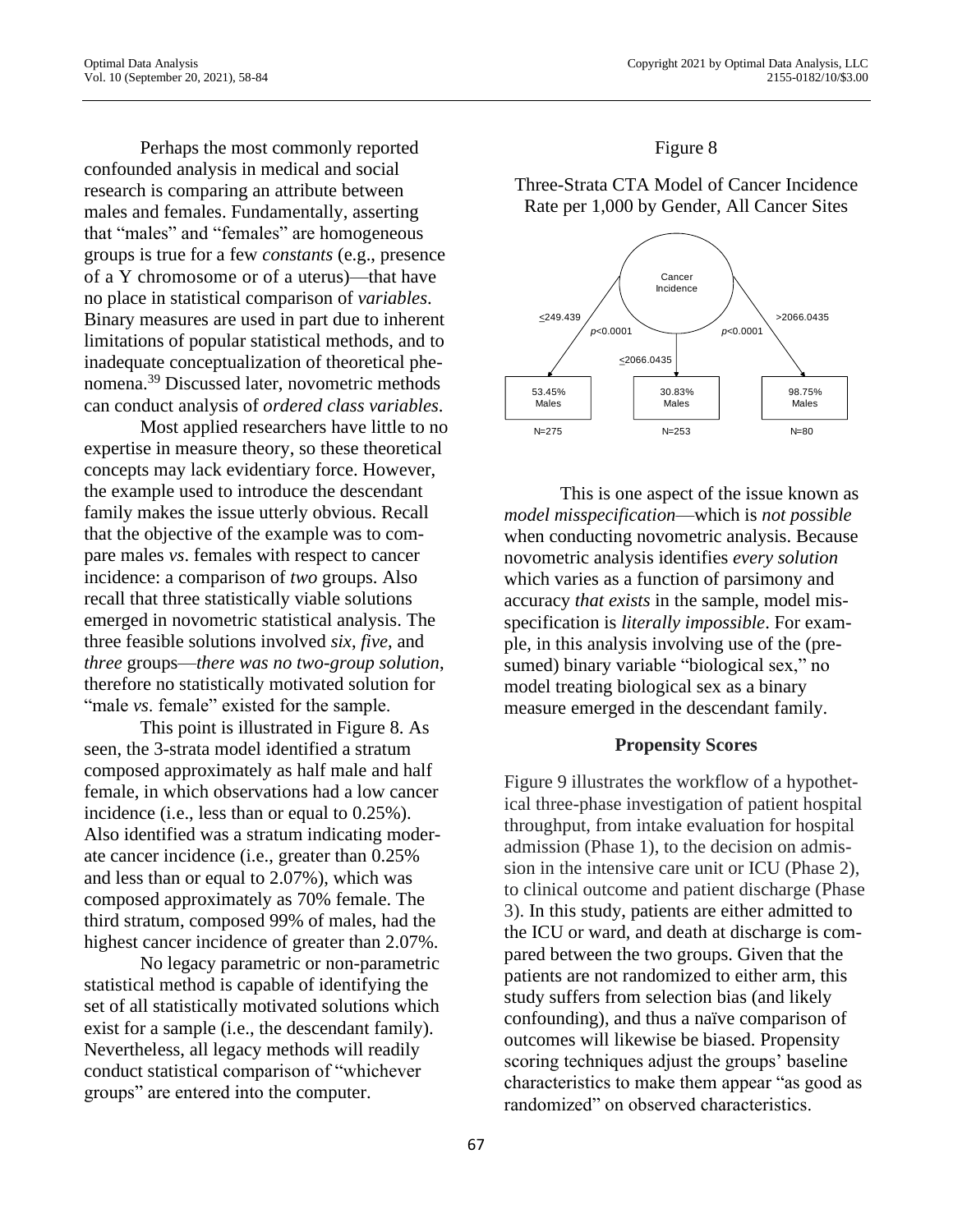Perhaps the most commonly reported confounded analysis in medical and social research is comparing an attribute between males and females. Fundamentally, asserting that "males" and "females" are homogeneous groups is true for a few *constants* (e.g., presence of a Y chromosome or of a uterus)—that have no place in statistical comparison of *variables*. Binary measures are used in part due to inherent limitations of popular statistical methods, and to inadequate conceptualization of theoretical phenomena.[39] Discussed later, novometric methods can conduct analysis of *ordered class variables*.

Most applied researchers have little to no expertise in measure theory, so these theoretical concepts may lack evidentiary force. However, the example used to introduce the descendant family makes the issue utterly obvious. Recall that the objective of the example was to compare males *vs*. females with respect to cancer incidence: a comparison of *two* groups. Also recall that three statistically viable solutions emerged in novometric statistical analysis. The three feasible solutions involved *six*, *five*, and *three* groups—*there was no two-group solution*, therefore no statistically motivated solution for "male *vs.* female" existed for the sample.

This point is illustrated in Figure 8. As seen, the 3-strata model identified a stratum composed approximately as half male and half female, in which observations had a low cancer incidence (i.e., less than or equal to 0.25%). Also identified was a stratum indicating moderate cancer incidence (i.e., greater than 0.25% and less than or equal to 2.07%), which was composed approximately as 70% female. The third stratum, composed 99% of males, had the highest cancer incidence of greater than 2.07%.

No legacy parametric or non-parametric statistical method is capable of identifying the set of all statistically motivated solutions which exist for a sample (i.e., the descendant family). Nevertheless, all legacy methods will readily conduct statistical comparison of "whichever groups" are entered into the computer.

Figure 8

Three-Strata CTA Model of Cancer Incidence Rate per 1,000 by Gender, All Cancer Sites

Cancer Incidence

≤249.439 ($p$<0.0001) → 53.45% Males, N=275

≤2066.0435 → 30.83% Males, N=253

>2066.0435 ($p$<0.0001) → 98.75% Males, N=80

This is one aspect of the issue known as *model misspecification*—which is *not possible* when conducting novometric analysis. Because novometric analysis identifies *every solution* which varies as a function of parsimony and accuracy *that exists* in the sample, model misspecification is *literally impossible*. For example, in this analysis involving use of the (presumed) binary variable "biological sex," no model treating biological sex as a binary measure emerged in the descendant family.

### Propensity Scores

Figure 9 illustrates the workflow of a hypothetical three-phase investigation of patient hospital throughput, from intake evaluation for hospital admission (Phase 1), to the decision on admission in the intensive care unit or ICU (Phase 2), to clinical outcome and patient discharge (Phase 3). In this study, patients are either admitted to the ICU or ward, and death at discharge is compared between the two groups. Given that the patients are not randomized to either arm, this study suffers from selection bias (and likely confounding), and thus a naïve comparison of outcomes will likewise be biased. Propensity scoring techniques adjust the groups' baseline characteristics to make them appear "as good as randomized" on observed characteristics.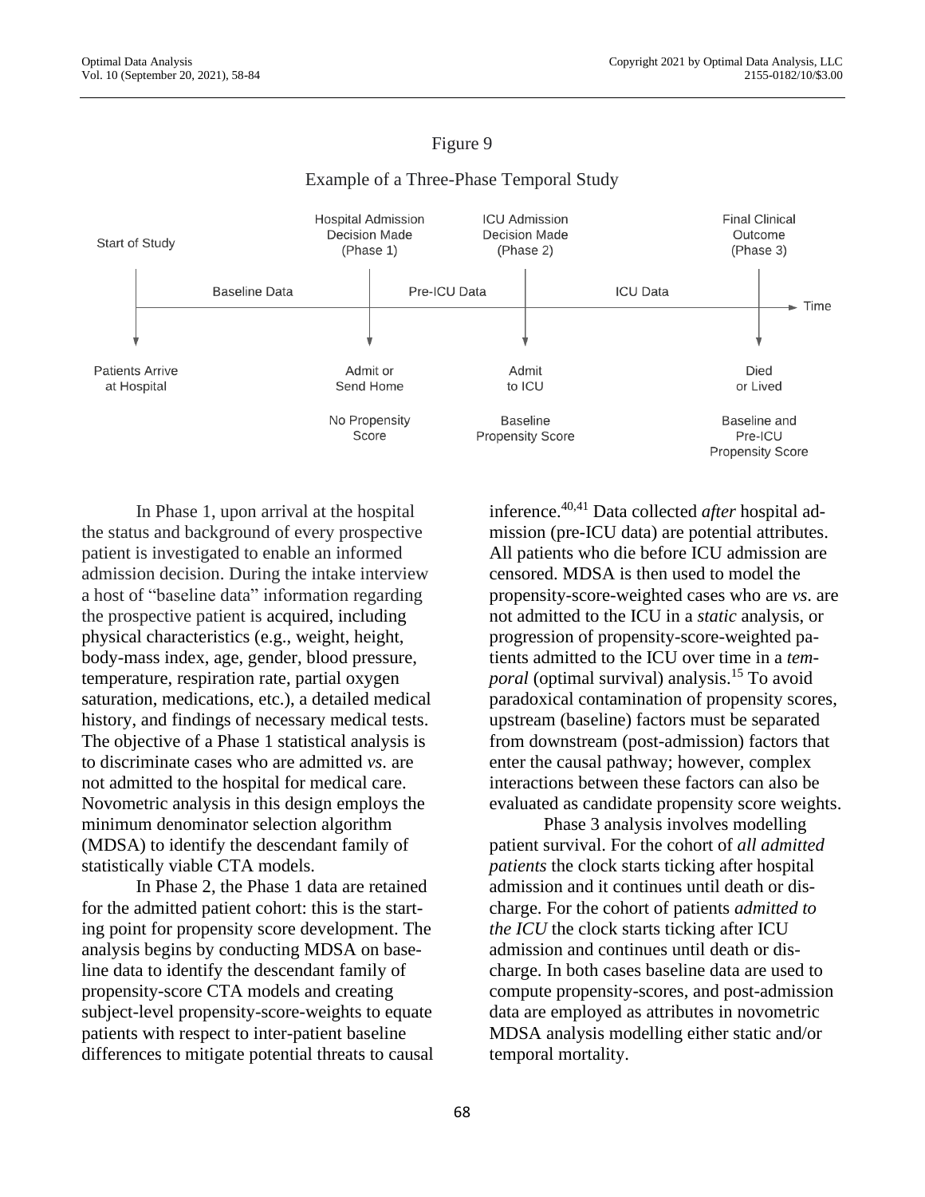Figure 9

Example of a Three-Phase Temporal Study

| Start of Study | Hospital Admission Decision Made (Phase 1) | ICU Admission Decision Made (Phase 2) | Final Clinical Outcome (Phase 3) |
| --- | --- | --- | --- |
| Baseline Data | Pre-ICU Data | ICU Data | → Time |
| Patients Arrive at Hospital | Admit or Send Home | Admit to ICU | Died or Lived |
| | No Propensity Score | Baseline Propensity Score | Baseline and Pre-ICU Propensity Score |

In Phase 1, upon arrival at the hospital the status and background of every prospective patient is investigated to enable an informed admission decision. During the intake interview a host of "baseline data" information regarding the prospective patient is acquired, including physical characteristics (e.g., weight, height, body-mass index, age, gender, blood pressure, temperature, respiration rate, partial oxygen saturation, medications, etc.), a detailed medical history, and findings of necessary medical tests. The objective of a Phase 1 statistical analysis is to discriminate cases who are admitted *vs.* are not admitted to the hospital for medical care. Novometric analysis in this design employs the minimum denominator selection algorithm (MDSA) to identify the descendant family of statistically viable CTA models.

In Phase 2, the Phase 1 data are retained for the admitted patient cohort: this is the starting point for propensity score development. The analysis begins by conducting MDSA on baseline data to identify the descendant family of propensity-score CTA models and creating subject-level propensity-score-weights to equate patients with respect to inter-patient baseline differences to mitigate potential threats to causal inference.[40,41] Data collected *after* hospital admission (pre-ICU data) are potential attributes. All patients who die before ICU admission are censored. MDSA is then used to model the propensity-score-weighted cases who are *vs.* are not admitted to the ICU in a *static* analysis, or progression of propensity-score-weighted patients admitted to the ICU over time in a *temporal* (optimal survival) analysis.[15] To avoid paradoxical contamination of propensity scores, upstream (baseline) factors must be separated from downstream (post-admission) factors that enter the causal pathway; however, complex interactions between these factors can also be evaluated as candidate propensity score weights.

Phase 3 analysis involves modelling patient survival. For the cohort of *all admitted patients* the clock starts ticking after hospital admission and it continues until death or discharge. For the cohort of patients *admitted to the ICU* the clock starts ticking after ICU admission and continues until death or discharge. In both cases baseline data are used to compute propensity-scores, and post-admission data are employed as attributes in novometric MDSA analysis modelling either static and/or temporal mortality.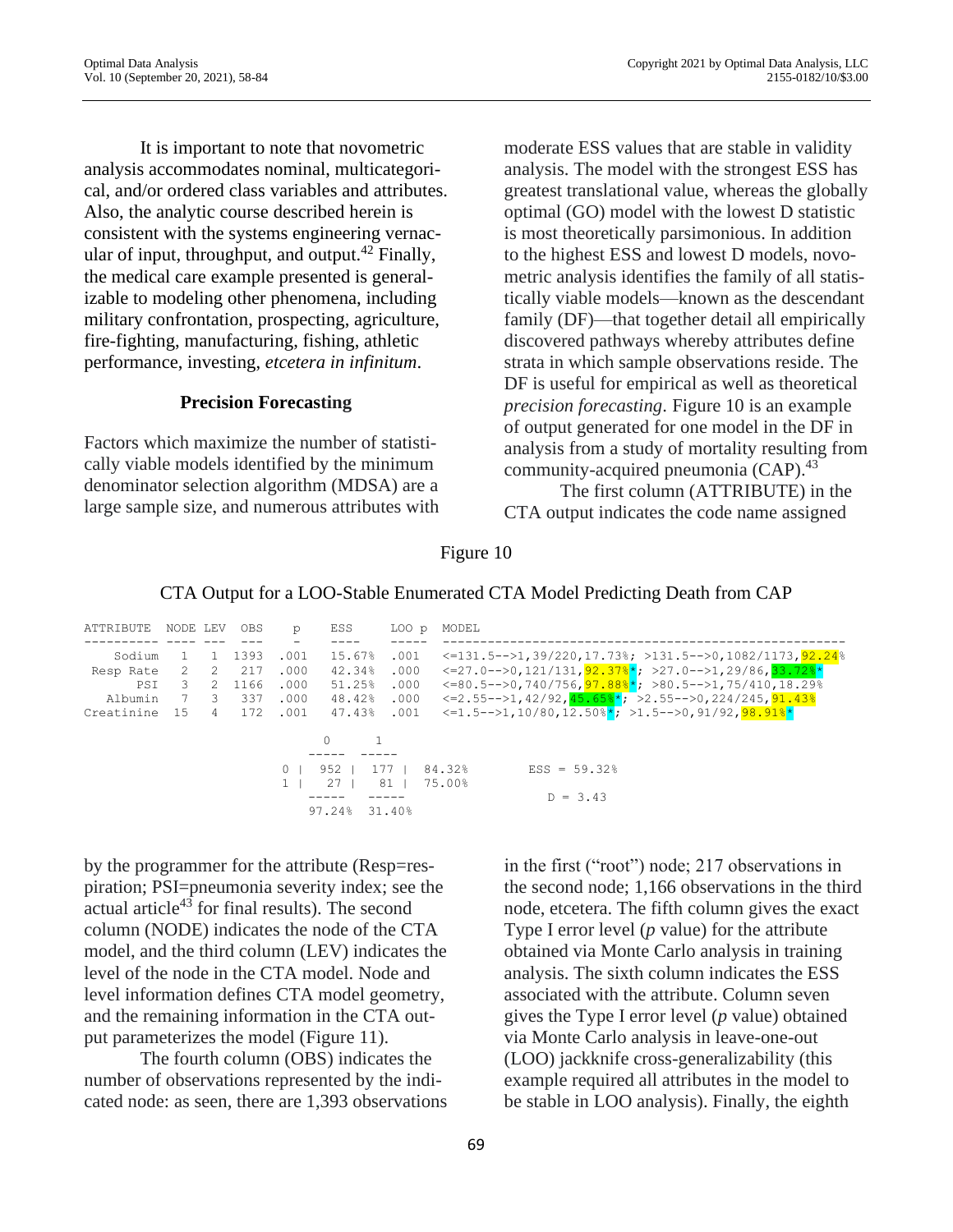It is important to note that novometric analysis accommodates nominal, multicategorical, and/or ordered class variables and attributes. Also, the analytic course described herein is consistent with the systems engineering vernacular of input, throughput, and output.[42] Finally, the medical care example presented is generalizable to modeling other phenomena, including military confrontation, prospecting, agriculture, fire-fighting, manufacturing, fishing, athletic performance, investing, *etcetera in infinitum*.

## Precision Forecasting

Factors which maximize the number of statistically viable models identified by the minimum denominator selection algorithm (MDSA) are a large sample size, and numerous attributes with moderate ESS values that are stable in validity analysis. The model with the strongest ESS has greatest translational value, whereas the globally optimal (GO) model with the lowest D statistic is most theoretically parsimonious. In addition to the highest ESS and lowest D models, novometric analysis identifies the family of all statistically viable models—known as the descendant family (DF)—that together detail all empirically discovered pathways whereby attributes define strata in which sample observations reside. The DF is useful for empirical as well as theoretical *precision forecasting*. Figure 10 is an example of output generated for one model in the DF in analysis from a study of mortality resulting from community-acquired pneumonia (CAP).[43]

The first column (ATTRIBUTE) in the CTA output indicates the code name assigned

Figure 10

CTA Output for a LOO-Stable Enumerated CTA Model Predicting Death from CAP

```
ATTRIBUTE  NODE LEV  OBS    p     ESS     LOO p   MODEL
---------- ---- ---  ---    -     ----    -----   ------------------------------------------------------
    Sodium    1   1  1393  .001   15.67%   .001   <=131.5-->1,39/220,17.73%; >131.5-->0,1082/1173,92.24%
 Resp Rate    2   2   217  .000   42.34%   .000   <=27.0-->0,121/131,92.37%*; >27.0-->1,29/86,33.72%*
       PSI    3   2  1166  .000   51.25%   .000   <=80.5-->0,740/756,97.88%*; >80.5-->1,75/410,18.29%
   Albumin    7   3   337  .000   48.42%   .000   <=2.55-->1,42/92,45.65%*; >2.55-->0,224/245,91.43%
Creatinine   15   4   172  .001   47.43%   .001   <=1.5-->1,10/80,12.50%*; >1.5-->0,91/92,98.91%*

                              0       1
                            -----   -----
                       0 |   952 |   177 |  84.32%        ESS = 59.32%
                       1 |    27 |    81 |  75.00%
                            -----   -----                  D = 3.43
                           97.24%  31.40%
```

by the programmer for the attribute (Resp=respiration; PSI=pneumonia severity index; see the actual article[43] for final results). The second column (NODE) indicates the node of the CTA model, and the third column (LEV) indicates the level of the node in the CTA model. Node and level information defines CTA model geometry, and the remaining information in the CTA output parameterizes the model (Figure 11).

The fourth column (OBS) indicates the number of observations represented by the indicated node: as seen, there are 1,393 observations in the first ("root") node; 217 observations in the second node; 1,166 observations in the third node, etcetera. The fifth column gives the exact Type I error level (*p* value) for the attribute obtained via Monte Carlo analysis in training analysis. The sixth column indicates the ESS associated with the attribute. Column seven gives the Type I error level (*p* value) obtained via Monte Carlo analysis in leave-one-out (LOO) jackknife cross-generalizability (this example required all attributes in the model to be stable in LOO analysis). Finally, the eighth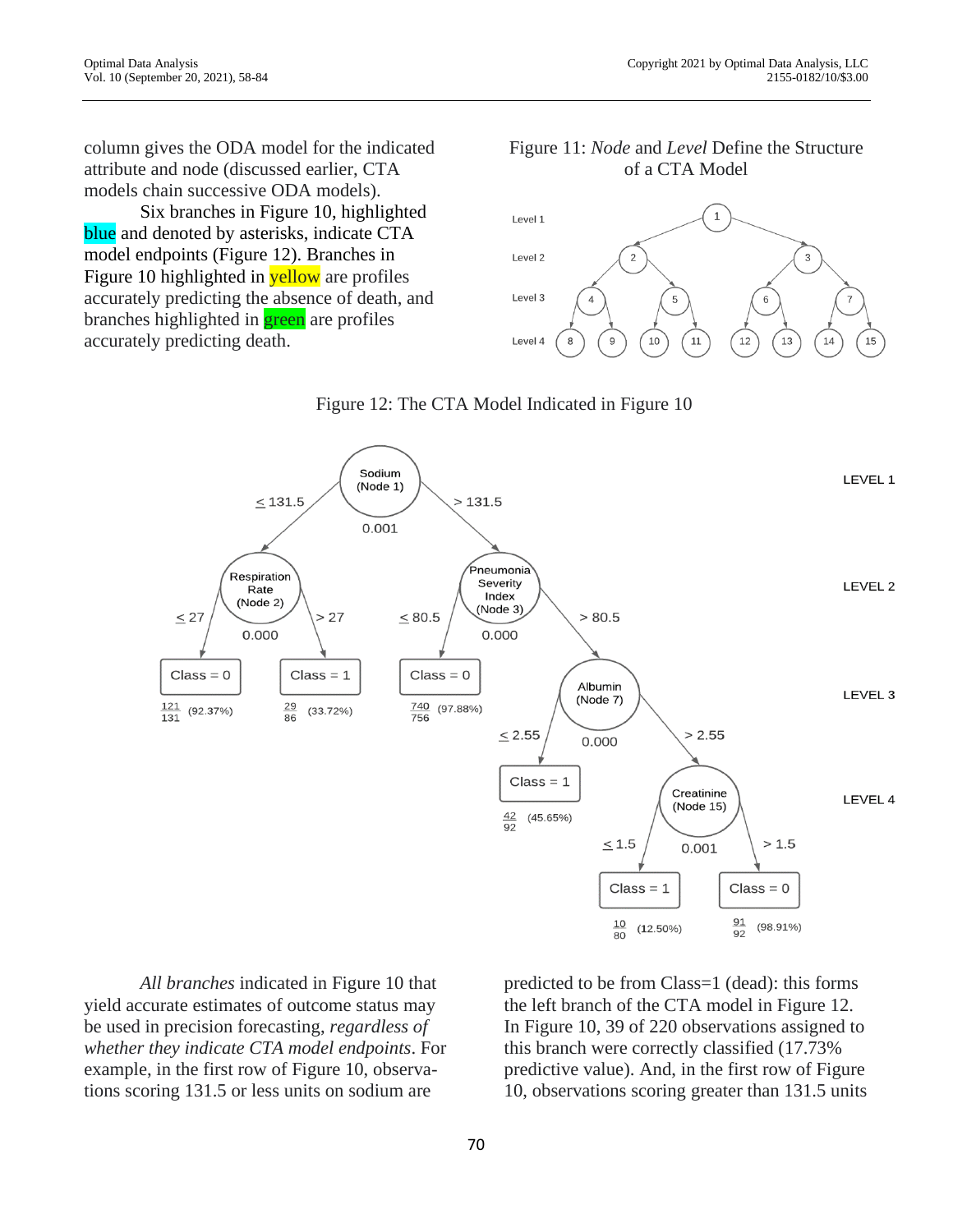column gives the ODA model for the indicated attribute and node (discussed earlier, CTA models chain successive ODA models).

Six branches in Figure 10, highlighted blue and denoted by asterisks, indicate CTA model endpoints (Figure 12). Branches in Figure 10 highlighted in yellow are profiles accurately predicting the absence of death, and branches highlighted in green are profiles accurately predicting death.

Figure 11: *Node* and *Level* Define the Structure of a CTA Model

Figure 12: The CTA Model Indicated in Figure 10

*All branches* indicated in Figure 10 that yield accurate estimates of outcome status may be used in precision forecasting, *regardless of whether they indicate CTA model endpoints*. For example, in the first row of Figure 10, observations scoring 131.5 or less units on sodium are predicted to be from Class=1 (dead): this forms the left branch of the CTA model in Figure 12. In Figure 10, 39 of 220 observations assigned to this branch were correctly classified (17.73% predictive value). And, in the first row of Figure 10, observations scoring greater than 131.5 units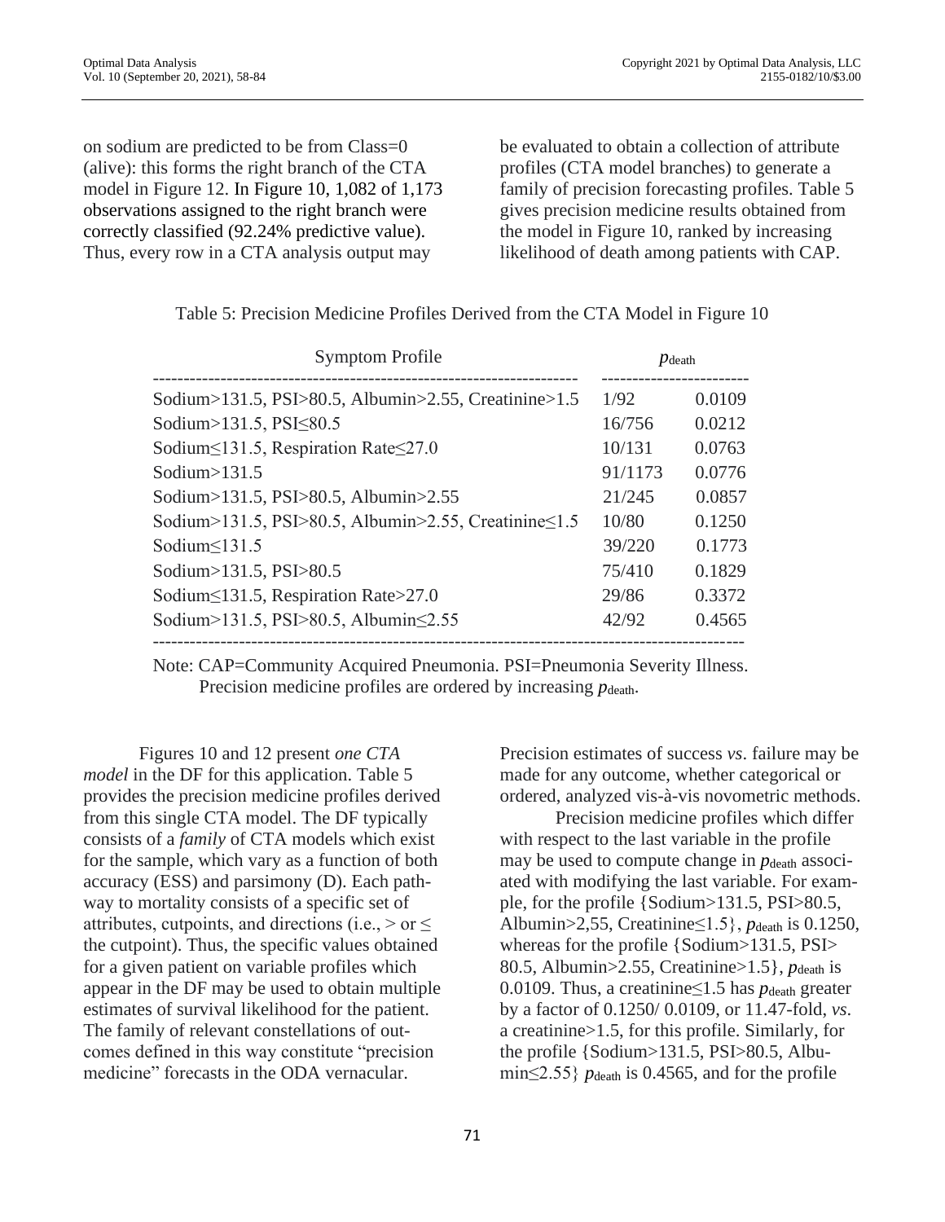on sodium are predicted to be from Class=0 (alive): this forms the right branch of the CTA model in Figure 12. In Figure 10, 1,082 of 1,173 observations assigned to the right branch were correctly classified (92.24% predictive value). Thus, every row in a CTA analysis output may be evaluated to obtain a collection of attribute profiles (CTA model branches) to generate a family of precision forecasting profiles. Table 5 gives precision medicine results obtained from the model in Figure 10, ranked by increasing likelihood of death among patients with CAP.

Table 5: Precision Medicine Profiles Derived from the CTA Model in Figure 10

| Symptom Profile | $p_{\text{death}}$ | |
|---|---|---|
| Sodium>131.5, PSI>80.5, Albumin>2.55, Creatinine>1.5 | 1/92 | 0.0109 |
| Sodium>131.5, PSI≤80.5 | 16/756 | 0.0212 |
| Sodium≤131.5, Respiration Rate≤27.0 | 10/131 | 0.0763 |
| Sodium>131.5 | 91/1173 | 0.0776 |
| Sodium>131.5, PSI>80.5, Albumin>2.55 | 21/245 | 0.0857 |
| Sodium>131.5, PSI>80.5, Albumin>2.55, Creatinine≤1.5 | 10/80 | 0.1250 |
| Sodium≤131.5 | 39/220 | 0.1773 |
| Sodium>131.5, PSI>80.5 | 75/410 | 0.1829 |
| Sodium≤131.5, Respiration Rate>27.0 | 29/86 | 0.3372 |
| Sodium>131.5, PSI>80.5, Albumin≤2.55 | 42/92 | 0.4565 |

Note: CAP=Community Acquired Pneumonia. PSI=Pneumonia Severity Illness. Precision medicine profiles are ordered by increasing $p_{\text{death}}$.

Figures 10 and 12 present *one CTA model* in the DF for this application. Table 5 provides the precision medicine profiles derived from this single CTA model. The DF typically consists of a *family* of CTA models which exist for the sample, which vary as a function of both accuracy (ESS) and parsimony (D). Each pathway to mortality consists of a specific set of attributes, cutpoints, and directions (i.e., > or ≤ the cutpoint). Thus, the specific values obtained for a given patient on variable profiles which appear in the DF may be used to obtain multiple estimates of survival likelihood for the patient. The family of relevant constellations of outcomes defined in this way constitute "precision medicine" forecasts in the ODA vernacular. Precision estimates of success *vs*. failure may be made for any outcome, whether categorical or ordered, analyzed vis-à-vis novometric methods.

Precision medicine profiles which differ with respect to the last variable in the profile may be used to compute change in $p_{\text{death}}$ associated with modifying the last variable. For example, for the profile {Sodium>131.5, PSI>80.5, Albumin>2,55, Creatinine≤1.5}, $p_{\text{death}}$ is 0.1250, whereas for the profile {Sodium>131.5, PSI> 80.5, Albumin>2.55, Creatinine>1.5}, $p_{\text{death}}$ is 0.0109. Thus, a creatinine≤1.5 has $p_{\text{death}}$ greater by a factor of 0.1250/ 0.0109, or 11.47-fold, *vs*. a creatinine>1.5, for this profile. Similarly, for the profile {Sodium>131.5, PSI>80.5, Albumin≤2.55} $p_{\text{death}}$ is 0.4565, and for the profile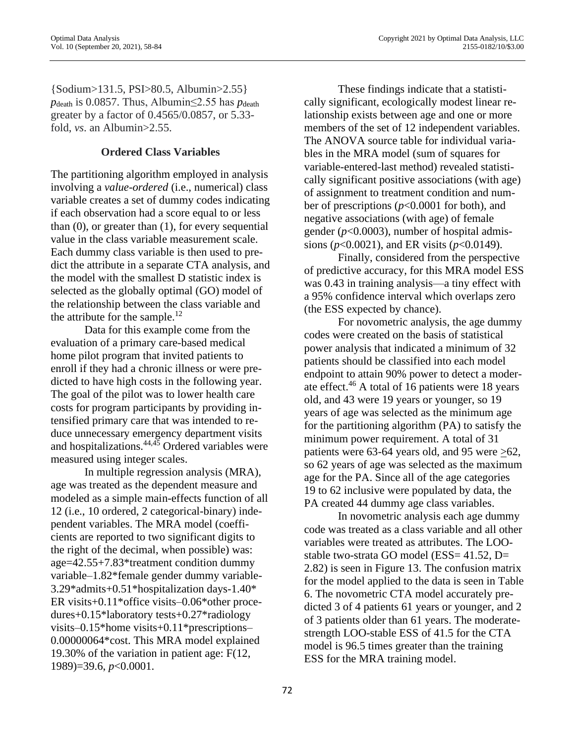{Sodium>131.5, PSI>80.5, Albumin>2.55} $p_{\text{death}}$ is 0.0857. Thus, Albumin≤2.55 has $p_{\text{death}}$ greater by a factor of 0.4565/0.0857, or 5.33-fold, *vs*. an Albumin>2.55.

### Ordered Class Variables

The partitioning algorithm employed in analysis involving a *value-ordered* (i.e., numerical) class variable creates a set of dummy codes indicating if each observation had a score equal to or less than (0), or greater than (1), for every sequential value in the class variable measurement scale. Each dummy class variable is then used to predict the attribute in a separate CTA analysis, and the model with the smallest D statistic index is selected as the globally optimal (GO) model of the relationship between the class variable and the attribute for the sample.[12]

Data for this example come from the evaluation of a primary care-based medical home pilot program that invited patients to enroll if they had a chronic illness or were predicted to have high costs in the following year. The goal of the pilot was to lower health care costs for program participants by providing intensified primary care that was intended to reduce unnecessary emergency department visits and hospitalizations.[44,45] Ordered variables were measured using integer scales.

In multiple regression analysis (MRA), age was treated as the dependent measure and modeled as a simple main-effects function of all 12 (i.e., 10 ordered, 2 categorical-binary) independent variables. The MRA model (coefficients are reported to two significant digits to the right of the decimal, when possible) was: age=42.55+7.83*treatment condition dummy variable–1.82*female gender dummy variable-3.29*admits+0.51*hospitalization days-1.40* ER visits+0.11*office visits–0.06*other procedures+0.15*laboratory tests+0.27*radiology visits–0.15*home visits+0.11*prescriptions–0.00000064*cost. This MRA model explained 19.30% of the variation in patient age: $F(12, 1989)=39.6$, $p<0.0001$.

These findings indicate that a statistically significant, ecologically modest linear relationship exists between age and one or more members of the set of 12 independent variables. The ANOVA source table for individual variables in the MRA model (sum of squares for variable-entered-last method) revealed statistically significant positive associations (with age) of assignment to treatment condition and number of prescriptions ($p<0.0001$ for both), and negative associations (with age) of female gender ($p<0.0003$), number of hospital admissions ($p<0.0021$), and ER visits ($p<0.0149$).

Finally, considered from the perspective of predictive accuracy, for this MRA model ESS was 0.43 in training analysis—a tiny effect with a 95% confidence interval which overlaps zero (the ESS expected by chance).

For novometric analysis, the age dummy codes were created on the basis of statistical power analysis that indicated a minimum of 32 patients should be classified into each model endpoint to attain 90% power to detect a moderate effect.[46] A total of 16 patients were 18 years old, and 43 were 19 years or younger, so 19 years of age was selected as the minimum age for the partitioning algorithm (PA) to satisfy the minimum power requirement. A total of 31 patients were 63-64 years old, and 95 were ≥62, so 62 years of age was selected as the maximum age for the PA. Since all of the age categories 19 to 62 inclusive were populated by data, the PA created 44 dummy age class variables.

In novometric analysis each age dummy code was treated as a class variable and all other variables were treated as attributes. The LOO-stable two-strata GO model (ESS= 41.52, D= 2.82) is seen in Figure 13. The confusion matrix for the model applied to the data is seen in Table 6. The novometric CTA model accurately predicted 3 of 4 patients 61 years or younger, and 2 of 3 patients older than 61 years. The moderate-strength LOO-stable ESS of 41.5 for the CTA model is 96.5 times greater than the training ESS for the MRA training model.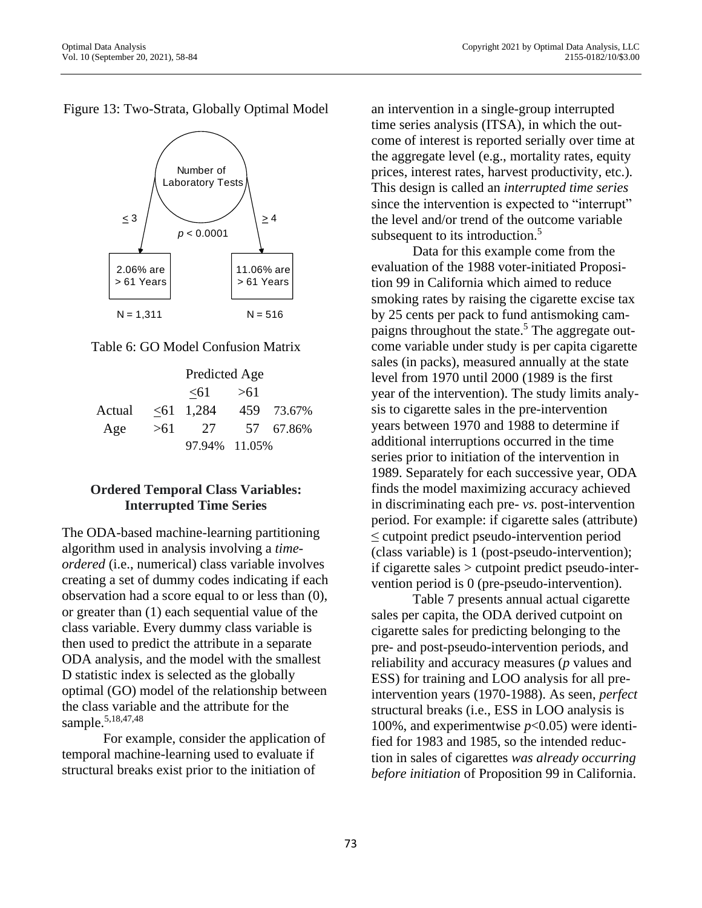Figure 13: Two-Strata, Globally Optimal Model

Number of Laboratory Tests

≤ 3 | ≥ 4

$p < 0.0001$

2.06% are > 61 Years — N = 1,311

11.06% are > 61 Years — N = 516

Table 6: GO Model Confusion Matrix

| | | Predicted Age | | |
|---|---|---|---|---|
| | | ≤61 | >61 | |
| Actual | ≤61 | 1,284 | 459 | 73.67% |
| Age | >61 | 27 | 57 | 67.86% |
| | | 97.94% | 11.05% | |

### Ordered Temporal Class Variables: Interrupted Time Series

The ODA-based machine-learning partitioning algorithm used in analysis involving a *time-ordered* (i.e., numerical) class variable involves creating a set of dummy codes indicating if each observation had a score equal to or less than (0), or greater than (1) each sequential value of the class variable. Every dummy class variable is then used to predict the attribute in a separate ODA analysis, and the model with the smallest D statistic index is selected as the globally optimal (GO) model of the relationship between the class variable and the attribute for the sample.[5,18,47,48]

For example, consider the application of temporal machine-learning used to evaluate if structural breaks exist prior to the initiation of an intervention in a single-group interrupted time series analysis (ITSA), in which the outcome of interest is reported serially over time at the aggregate level (e.g., mortality rates, equity prices, interest rates, harvest productivity, etc.). This design is called an *interrupted time series* since the intervention is expected to "interrupt" the level and/or trend of the outcome variable subsequent to its introduction.[5]

Data for this example come from the evaluation of the 1988 voter-initiated Proposition 99 in California which aimed to reduce smoking rates by raising the cigarette excise tax by 25 cents per pack to fund antismoking campaigns throughout the state.[5] The aggregate outcome variable under study is per capita cigarette sales (in packs), measured annually at the state level from 1970 until 2000 (1989 is the first year of the intervention). The study limits analysis to cigarette sales in the pre-intervention years between 1970 and 1988 to determine if additional interruptions occurred in the time series prior to initiation of the intervention in 1989. Separately for each successive year, ODA finds the model maximizing accuracy achieved in discriminating each pre- *vs*. post-intervention period. For example: if cigarette sales (attribute) ≤ cutpoint predict pseudo-intervention period (class variable) is 1 (post-pseudo-intervention); if cigarette sales > cutpoint predict pseudo-intervention period is 0 (pre-pseudo-intervention).

Table 7 presents annual actual cigarette sales per capita, the ODA derived cutpoint on cigarette sales for predicting belonging to the pre- and post-pseudo-intervention periods, and reliability and accuracy measures (*p* values and ESS) for training and LOO analysis for all pre-intervention years (1970-1988). As seen, *perfect* structural breaks (i.e., ESS in LOO analysis is 100%, and experimentwise $p<0.05$) were identified for 1983 and 1985, so the intended reduction in sales of cigarettes *was already occurring before initiation* of Proposition 99 in California.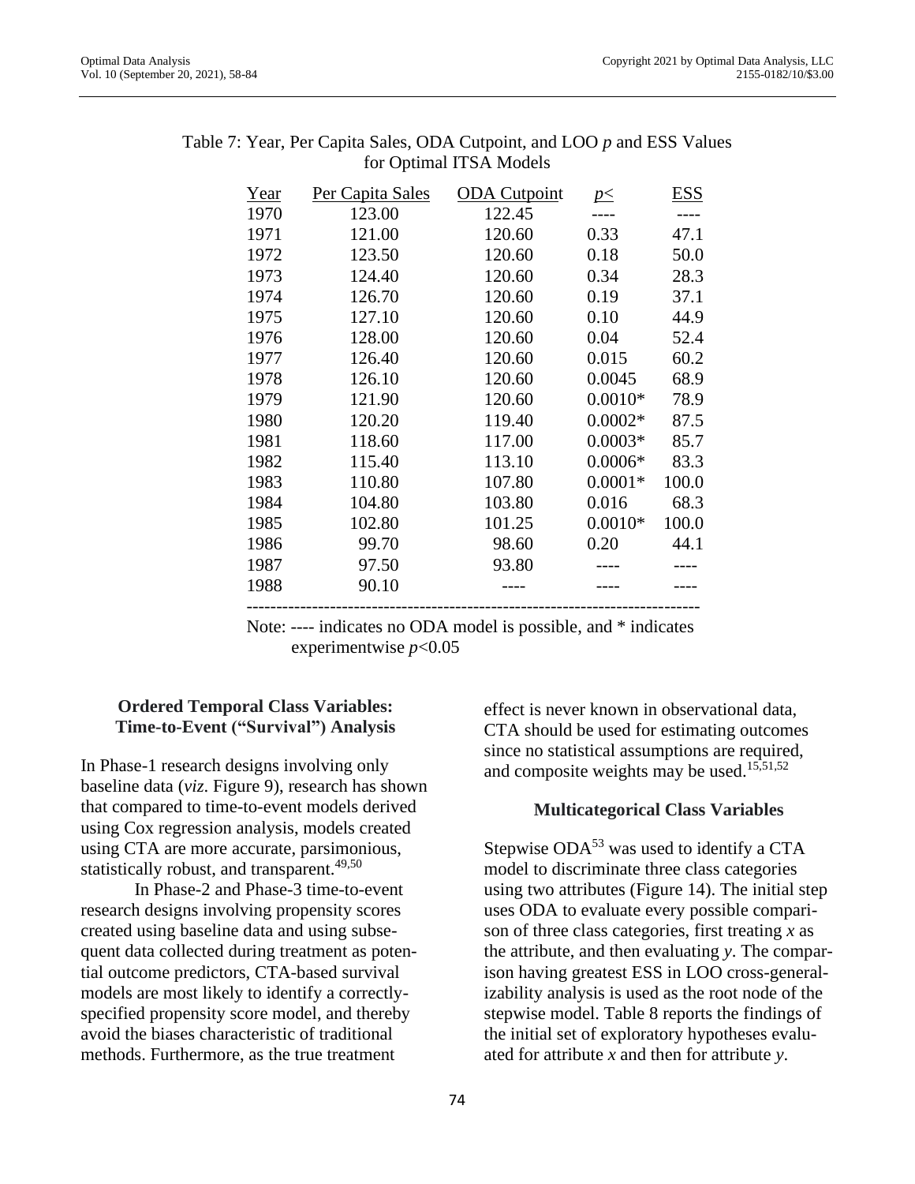Table 7: Year, Per Capita Sales, ODA Cutpoint, and LOO $p$ and ESS Values for Optimal ITSA Models

| Year | Per Capita Sales | ODA Cutpoint | $p\leq$ | ESS |
|---|---|---|---|---|
| 1970 | 123.00 | 122.45 | ---- | ---- |
| 1971 | 121.00 | 120.60 | 0.33 | 47.1 |
| 1972 | 123.50 | 120.60 | 0.18 | 50.0 |
| 1973 | 124.40 | 120.60 | 0.34 | 28.3 |
| 1974 | 126.70 | 120.60 | 0.19 | 37.1 |
| 1975 | 127.10 | 120.60 | 0.10 | 44.9 |
| 1976 | 128.00 | 120.60 | 0.04 | 52.4 |
| 1977 | 126.40 | 120.60 | 0.015 | 60.2 |
| 1978 | 126.10 | 120.60 | 0.0045 | 68.9 |
| 1979 | 121.90 | 120.60 | 0.0010* | 78.9 |
| 1980 | 120.20 | 119.40 | 0.0002* | 87.5 |
| 1981 | 118.60 | 117.00 | 0.0003* | 85.7 |
| 1982 | 115.40 | 113.10 | 0.0006* | 83.3 |
| 1983 | 110.80 | 107.80 | 0.0001* | 100.0 |
| 1984 | 104.80 | 103.80 | 0.016 | 68.3 |
| 1985 | 102.80 | 101.25 | 0.0010* | 100.0 |
| 1986 | 99.70 | 98.60 | 0.20 | 44.1 |
| 1987 | 97.50 | 93.80 | ---- | ---- |
| 1988 | 90.10 | ---- | ---- | ---- |

Note: ---- indicates no ODA model is possible, and * indicates experimentwise $p<0.05$

### Ordered Temporal Class Variables: Time-to-Event ("Survival") Analysis

In Phase-1 research designs involving only baseline data (*viz*. Figure 9), research has shown that compared to time-to-event models derived using Cox regression analysis, models created using CTA are more accurate, parsimonious, statistically robust, and transparent.[49,50]

In Phase-2 and Phase-3 time-to-event research designs involving propensity scores created using baseline data and using subsequent data collected during treatment as potential outcome predictors, CTA-based survival models are most likely to identify a correctly-specified propensity score model, and thereby avoid the biases characteristic of traditional methods. Furthermore, as the true treatment effect is never known in observational data, CTA should be used for estimating outcomes since no statistical assumptions are required, and composite weights may be used.[15,51,52]

### Multicategorical Class Variables

Stepwise ODA[53] was used to identify a CTA model to discriminate three class categories using two attributes (Figure 14). The initial step uses ODA to evaluate every possible comparison of three class categories, first treating $x$ as the attribute, and then evaluating $y$. The comparison having greatest ESS in LOO cross-generalizability analysis is used as the root node of the stepwise model. Table 8 reports the findings of the initial set of exploratory hypotheses evaluated for attribute $x$ and then for attribute $y$.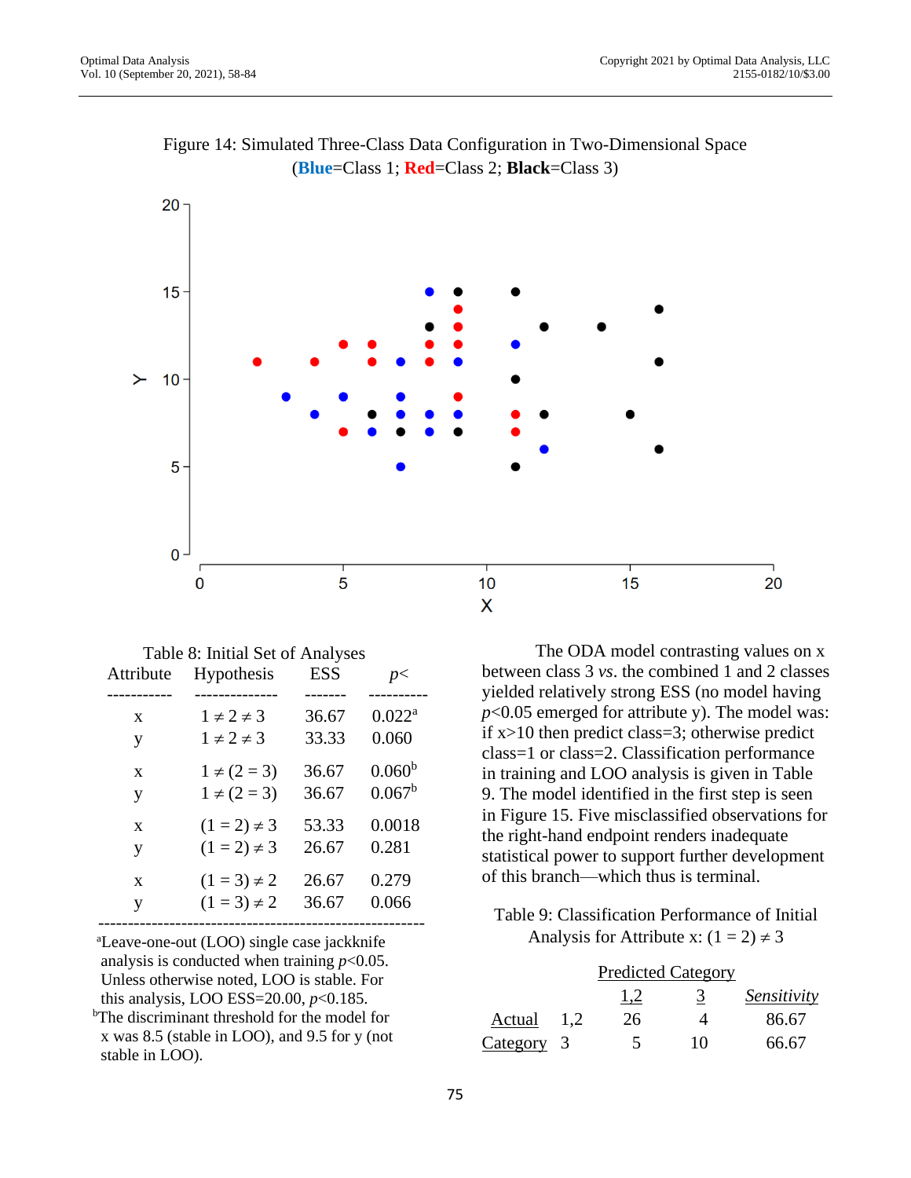Figure 14: Simulated Three-Class Data Configuration in Two-Dimensional Space (**Blue**=Class 1; **Red**=Class 2; **Black**=Class 3)

Table 8: Initial Set of Analyses

| Attribute | Hypothesis | ESS | *p*< |
|---|---|---|---|
| x | 1 ≠ 2 ≠ 3 | 36.67 | 0.022[a] |
| y | 1 ≠ 2 ≠ 3 | 33.33 | 0.060 |
| x | 1 ≠ (2 = 3) | 36.67 | 0.060[b] |
| y | 1 ≠ (2 = 3) | 36.67 | 0.067[b] |
| x | (1 = 2) ≠ 3 | 53.33 | 0.0018 |
| y | (1 = 2) ≠ 3 | 26.67 | 0.281 |
| x | (1 = 3) ≠ 2 | 26.67 | 0.279 |
| y | (1 = 3) ≠ 2 | 36.67 | 0.066 |

[a]Leave-one-out (LOO) single case jackknife analysis is conducted when training *p*<0.05. Unless otherwise noted, LOO is stable. For this analysis, LOO ESS=20.00, *p*<0.185.
[b]The discriminant threshold for the model for x was 8.5 (stable in LOO), and 9.5 for y (not stable in LOO).

The ODA model contrasting values on x between class 3 *vs*. the combined 1 and 2 classes yielded relatively strong ESS (no model having *p*<0.05 emerged for attribute y). The model was: if x>10 then predict class=3; otherwise predict class=1 or class=2. Classification performance in training and LOO analysis is given in Table 9. The model identified in the first step is seen in Figure 15. Five misclassified observations for the right-hand endpoint renders inadequate statistical power to support further development of this branch—which thus is terminal.

Table 9: Classification Performance of Initial Analysis for Attribute x: (1 = 2) ≠ 3

| | | Predicted Category | | |
|---|---|---|---|---|
| | | 1,2 | 3 | *Sensitivity* |
| Actual Category | 1,2 | 26 | 4 | 86.67 |
| | 3 | 5 | 10 | 66.67 |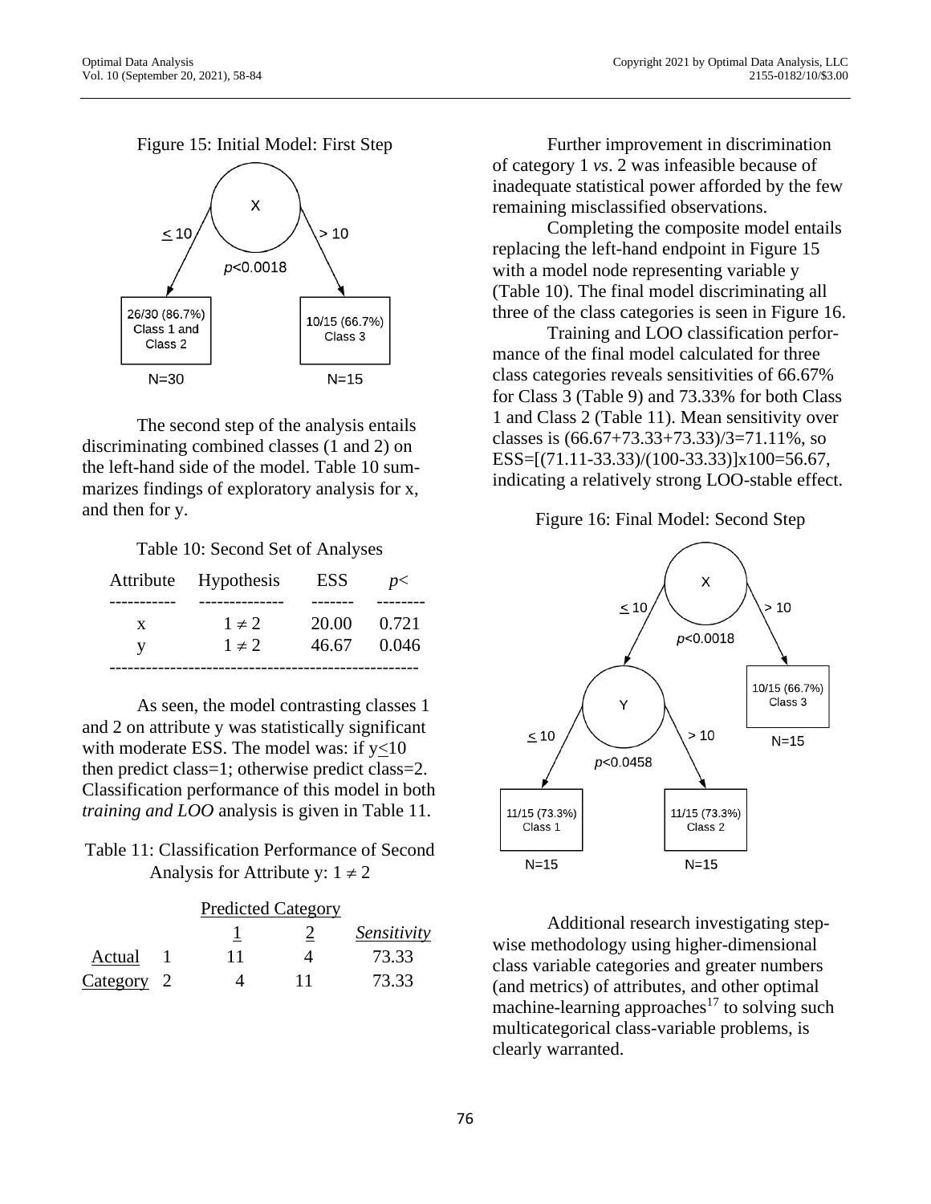Figure 15: Initial Model: First Step

The second step of the analysis entails discriminating combined classes (1 and 2) on the left-hand side of the model. Table 10 summarizes findings of exploratory analysis for x, and then for y.

Table 10: Second Set of Analyses

| Attribute | Hypothesis | ESS | $p<$ |
|---|---|---|---|
| x | $1 \neq 2$ | 20.00 | 0.721 |
| y | $1 \neq 2$ | 46.67 | 0.046 |

As seen, the model contrasting classes 1 and 2 on attribute y was statistically significant with moderate ESS. The model was: if $y \leq 10$ then predict class=1; otherwise predict class=2. Classification performance of this model in both *training and LOO* analysis is given in Table 11.

Table 11: Classification Performance of Second Analysis for Attribute y: $1 \neq 2$

| | | Predicted Category | | |
|---|---|---|---|---|
| | | 1 | 2 | *Sensitivity* |
| Actual | 1 | 11 | 4 | 73.33 |
| Category | 2 | 4 | 11 | 73.33 |

Further improvement in discrimination of category 1 *vs*. 2 was infeasible because of inadequate statistical power afforded by the few remaining misclassified observations.

Completing the composite model entails replacing the left-hand endpoint in Figure 15 with a model node representing variable y (Table 10). The final model discriminating all three of the class categories is seen in Figure 16.

Training and LOO classification performance of the final model calculated for three class categories reveals sensitivities of 66.67% for Class 3 (Table 9) and 73.33% for both Class 1 and Class 2 (Table 11). Mean sensitivity over classes is (66.67+73.33+73.33)/3=71.11%, so ESS=[(71.11-33.33)/(100-33.33)]x100=56.67, indicating a relatively strong LOO-stable effect.

Figure 16: Final Model: Second Step

Additional research investigating stepwise methodology using higher-dimensional class variable categories and greater numbers (and metrics) of attributes, and other optimal machine-learning approaches[17] to solving such multicategorical class-variable problems, is clearly warranted.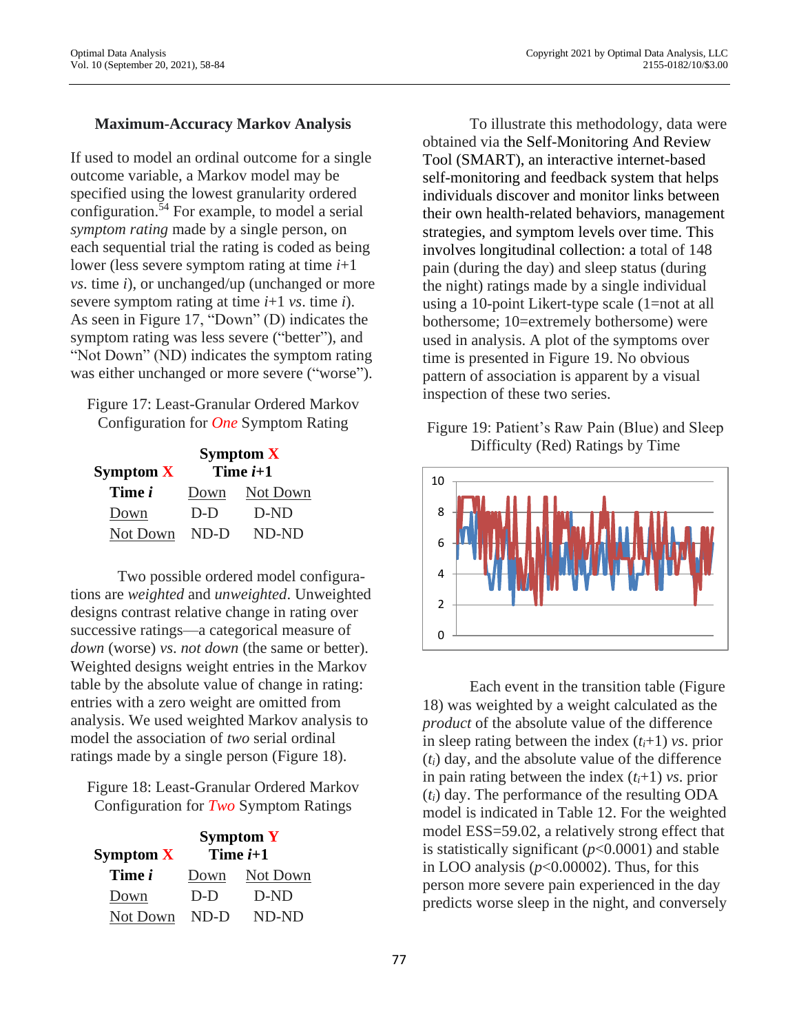### Maximum-Accuracy Markov Analysis

If used to model an ordinal outcome for a single outcome variable, a Markov model may be specified using the lowest granularity ordered configuration.[54] For example, to model a serial *symptom rating* made by a single person, on each sequential trial the rating is coded as being lower (less severe symptom rating at time $i$+1 *vs*. time $i$), or unchanged/up (unchanged or more severe symptom rating at time $i$+1 *vs*. time $i$). As seen in Figure 17, "Down" (D) indicates the symptom rating was less severe ("better"), and "Not Down" (ND) indicates the symptom rating was either unchanged or more severe ("worse").

Figure 17: Least-Granular Ordered Markov Configuration for *One* Symptom Rating

| **Symptom X** | **Symptom X Time $i$+1** | |
|---|---|---|
| **Time $i$** | Down | Not Down |
| Down | D-D | D-ND |
| Not Down | ND-D | ND-ND |

Two possible ordered model configurations are *weighted* and *unweighted*. Unweighted designs contrast relative change in rating over successive ratings—a categorical measure of *down* (worse) *vs*. *not down* (the same or better). Weighted designs weight entries in the Markov table by the absolute value of change in rating: entries with a zero weight are omitted from analysis. We used weighted Markov analysis to model the association of *two* serial ordinal ratings made by a single person (Figure 18).

Figure 18: Least-Granular Ordered Markov Configuration for *Two* Symptom Ratings

| **Symptom X** | **Symptom Y Time $i$+1** | |
|---|---|---|
| **Time $i$** | Down | Not Down |
| Down | D-D | D-ND |
| Not Down | ND-D | ND-ND |

To illustrate this methodology, data were obtained via the Self-Monitoring And Review Tool (SMART), an interactive internet-based self-monitoring and feedback system that helps individuals discover and monitor links between their own health-related behaviors, management strategies, and symptom levels over time. This involves longitudinal collection: a total of 148 pain (during the day) and sleep status (during the night) ratings made by a single individual using a 10-point Likert-type scale (1=not at all bothersome; 10=extremely bothersome) were used in analysis. A plot of the symptoms over time is presented in Figure 19. No obvious pattern of association is apparent by a visual inspection of these two series.

Figure 19: Patient's Raw Pain (Blue) and Sleep Difficulty (Red) Ratings by Time

Each event in the transition table (Figure 18) was weighted by a weight calculated as the *product* of the absolute value of the difference in sleep rating between the index ($t_i$+1) *vs*. prior ($t_i$) day, and the absolute value of the difference in pain rating between the index ($t_i$+1) *vs*. prior ($t_i$) day. The performance of the resulting ODA model is indicated in Table 12. For the weighted model ESS=59.02, a relatively strong effect that is statistically significant ($p$<0.0001) and stable in LOO analysis ($p$<0.00002). Thus, for this person more severe pain experienced in the day predicts worse sleep in the night, and conversely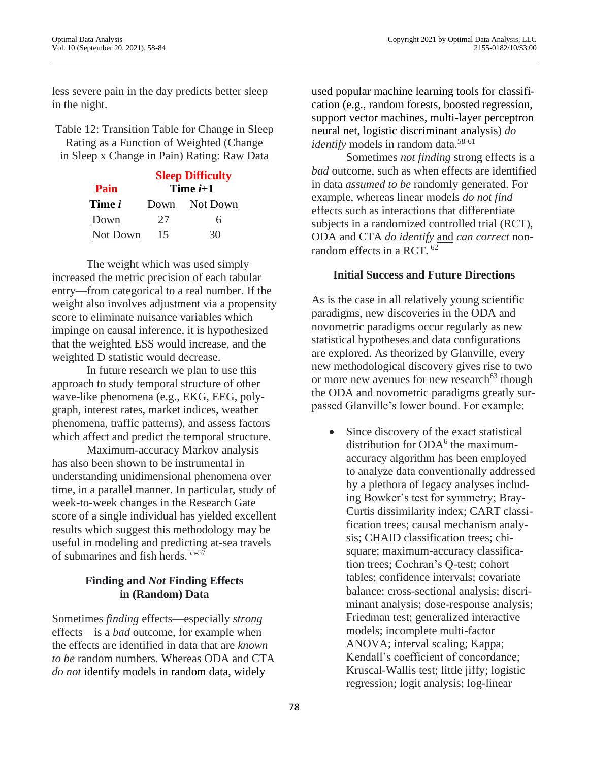less severe pain in the day predicts better sleep in the night.

Table 12: Transition Table for Change in Sleep Rating as a Function of Weighted (Change in Sleep x Change in Pain) Rating: Raw Data

| Pain | Sleep Difficulty Time *i*+1 | |
|---|---|---|
| **Time *i*** | Down | Not Down |
| Down | 27 | 6 |
| Not Down | 15 | 30 |

The weight which was used simply increased the metric precision of each tabular entry—from categorical to a real number. If the weight also involves adjustment via a propensity score to eliminate nuisance variables which impinge on causal inference, it is hypothesized that the weighted ESS would increase, and the weighted D statistic would decrease.

In future research we plan to use this approach to study temporal structure of other wave-like phenomena (e.g., EKG, EEG, polygraph, interest rates, market indices, weather phenomena, traffic patterns), and assess factors which affect and predict the temporal structure.

Maximum-accuracy Markov analysis has also been shown to be instrumental in understanding unidimensional phenomena over time, in a parallel manner. In particular, study of week-to-week changes in the Research Gate score of a single individual has yielded excellent results which suggest this methodology may be useful in modeling and predicting at-sea travels of submarines and fish herds.[55-57]

## Finding and *Not* Finding Effects in (Random) Data

Sometimes *finding* effects—especially *strong* effects—is a *bad* outcome, for example when the effects are identified in data that are *known to be* random numbers. Whereas ODA and CTA *do not* identify models in random data, widely used popular machine learning tools for classification (e.g., random forests, boosted regression, support vector machines, multi-layer perceptron neural net, logistic discriminant analysis) *do identify* models in random data.[58-61]

Sometimes *not finding* strong effects is a *bad* outcome, such as when effects are identified in data *assumed to be* randomly generated. For example, whereas linear models *do not find* effects such as interactions that differentiate subjects in a randomized controlled trial (RCT), ODA and CTA *do identify* and *can correct* non-random effects in a RCT.[62]

## Initial Success and Future Directions

As is the case in all relatively young scientific paradigms, new discoveries in the ODA and novometric paradigms occur regularly as new statistical hypotheses and data configurations are explored. As theorized by Glanville, every new methodological discovery gives rise to two or more new avenues for new research[63] though the ODA and novometric paradigms greatly surpassed Glanville's lower bound. For example:

- Since discovery of the exact statistical distribution for ODA[6] the maximum-accuracy algorithm has been employed to analyze data conventionally addressed by a plethora of legacy analyses including Bowker's test for symmetry; Bray-Curtis dissimilarity index; CART classification trees; causal mechanism analysis; CHAID classification trees; chi-square; maximum-accuracy classification trees; Cochran's Q-test; cohort tables; confidence intervals; covariate balance; cross-sectional analysis; discriminant analysis; dose-response analysis; Friedman test; generalized interactive models; incomplete multi-factor ANOVA; interval scaling; Kappa; Kendall's coefficient of concordance; Kruscal-Wallis test; little jiffy; logistic regression; logit analysis; log-linear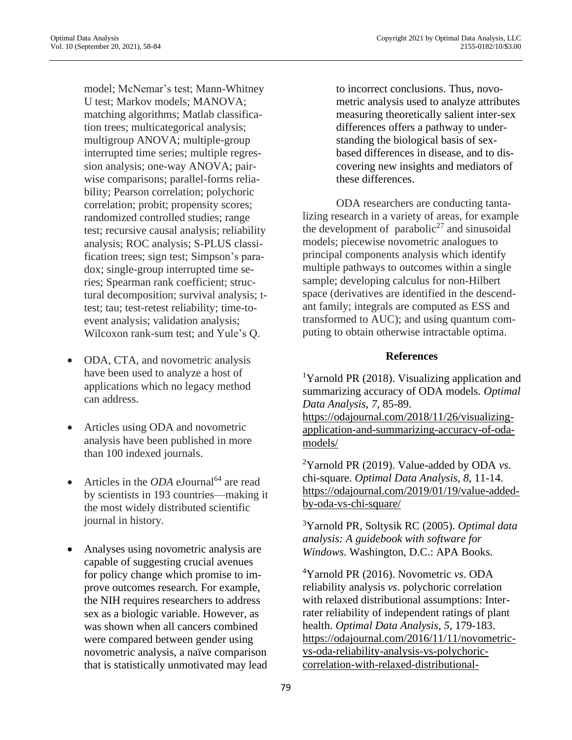model; McNemar's test; Mann-Whitney U test; Markov models; MANOVA; matching algorithms; Matlab classification trees; multicategorical analysis; multigroup ANOVA; multiple-group interrupted time series; multiple regression analysis; one-way ANOVA; pairwise comparisons; parallel-forms reliability; Pearson correlation; polychoric correlation; probit; propensity scores; randomized controlled studies; range test; recursive causal analysis; reliability analysis; ROC analysis; S-PLUS classification trees; sign test; Simpson's paradox; single-group interrupted time series; Spearman rank coefficient; structural decomposition; survival analysis; t-test; tau; test-retest reliability; time-to-event analysis; validation analysis; Wilcoxon rank-sum test; and Yule's Q.

- ODA, CTA, and novometric analysis have been used to analyze a host of applications which no legacy method can address.

- Articles using ODA and novometric analysis have been published in more than 100 indexed journals.

- Articles in the *ODA* eJournal[64] are read by scientists in 193 countries—making it the most widely distributed scientific journal in history.

- Analyses using novometric analysis are capable of suggesting crucial avenues for policy change which promise to improve outcomes research. For example, the NIH requires researchers to address sex as a biologic variable. However, as was shown when all cancers combined were compared between gender using novometric analysis, a naïve comparison that is statistically unmotivated may lead to incorrect conclusions. Thus, novometric analysis used to analyze attributes measuring theoretically salient inter-sex differences offers a pathway to understanding the biological basis of sex-based differences in disease, and to discovering new insights and mediators of these differences.

ODA researchers are conducting tantalizing research in a variety of areas, for example the development of parabolic[27] and sinusoidal models; piecewise novometric analogues to principal components analysis which identify multiple pathways to outcomes within a single sample; developing calculus for non-Hilbert space (derivatives are identified in the descendant family; integrals are computed as ESS and transformed to AUC); and using quantum computing to obtain otherwise intractable optima.

## References

[1]Yarnold PR (2018). Visualizing application and summarizing accuracy of ODA models. *Optimal Data Analysis*, *7*, 85-89. https://odajournal.com/2018/11/26/visualizing-application-and-summarizing-accuracy-of-oda-models/

[2]Yarnold PR (2019). Value-added by ODA *vs*. chi-square. *Optimal Data Analysis*, *8*, 11-14. https://odajournal.com/2019/01/19/value-added-by-oda-vs-chi-square/

[3]Yarnold PR, Soltysik RC (2005). *Optimal data analysis: A guidebook with software for Windows*. Washington, D.C.: APA Books.

[4]Yarnold PR (2016). Novometric *vs*. ODA reliability analysis *vs*. polychoric correlation with relaxed distributional assumptions: Inter-rater reliability of independent ratings of plant health. *Optimal Data Analysis*, *5*, 179-183. https://odajournal.com/2016/11/11/novometric-vs-oda-reliability-analysis-vs-polychoric-correlation-with-relaxed-distributional-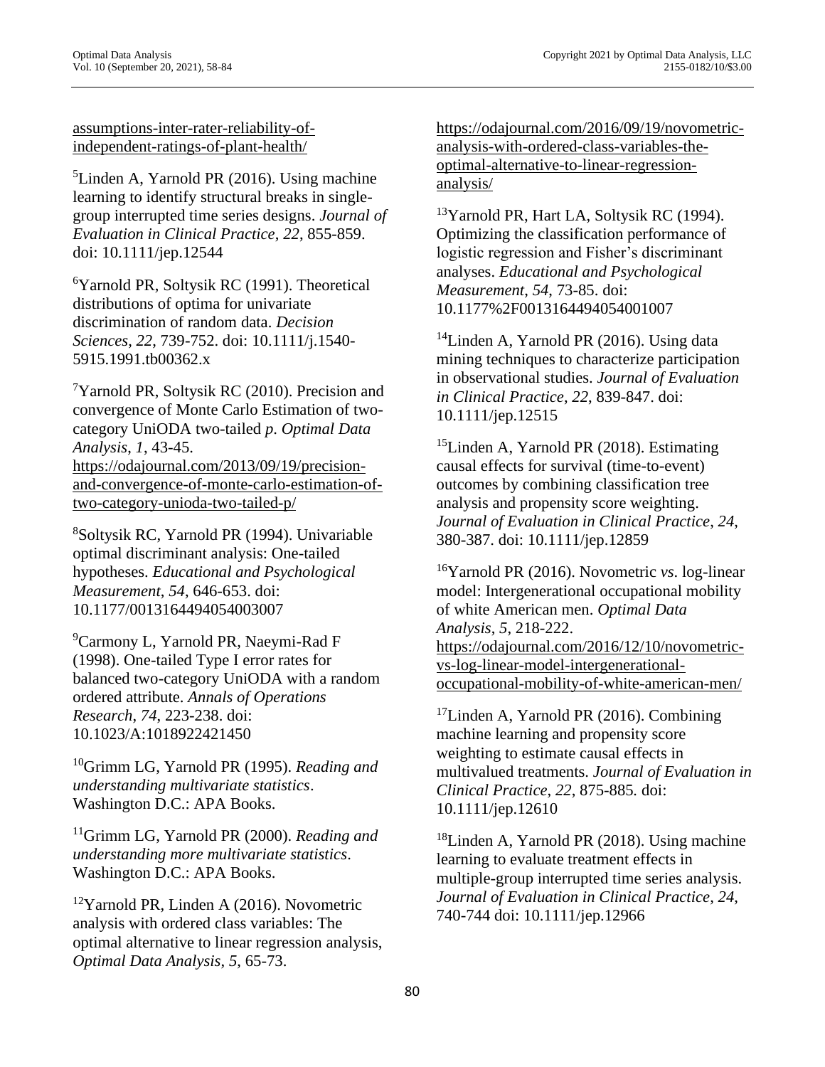assumptions-inter-rater-reliability-of-independent-ratings-of-plant-health/

[5]Linden A, Yarnold PR (2016). Using machine learning to identify structural breaks in single-group interrupted time series designs. *Journal of Evaluation in Clinical Practice*, *22*, 855-859. doi: 10.1111/jep.12544

[6]Yarnold PR, Soltysik RC (1991). Theoretical distributions of optima for univariate discrimination of random data. *Decision Sciences*, *22*, 739-752. doi: 10.1111/j.1540-5915.1991.tb00362.x

[7]Yarnold PR, Soltysik RC (2010). Precision and convergence of Monte Carlo Estimation of two-category UniODA two-tailed *p*. *Optimal Data Analysis*, *1*, 43-45. https://odajournal.com/2013/09/19/precision-and-convergence-of-monte-carlo-estimation-of-two-category-unioda-two-tailed-p/

[8]Soltysik RC, Yarnold PR (1994). Univariable optimal discriminant analysis: One-tailed hypotheses. *Educational and Psychological Measurement*, *54*, 646-653. doi: 10.1177/0013164494054003007

[9]Carmony L, Yarnold PR, Naeymi-Rad F (1998). One-tailed Type I error rates for balanced two-category UniODA with a random ordered attribute. *Annals of Operations Research*, *74*, 223-238. doi: 10.1023/A:1018922421450

[10]Grimm LG, Yarnold PR (1995). *Reading and understanding multivariate statistics*. Washington D.C.: APA Books.

[11]Grimm LG, Yarnold PR (2000). *Reading and understanding more multivariate statistics*. Washington D.C.: APA Books.

[12]Yarnold PR, Linden A (2016). Novometric analysis with ordered class variables: The optimal alternative to linear regression analysis, *Optimal Data Analysis*, *5*, 65-73. https://odajournal.com/2016/09/19/novometric-analysis-with-ordered-class-variables-the-optimal-alternative-to-linear-regression-analysis/

[13]Yarnold PR, Hart LA, Soltysik RC (1994). Optimizing the classification performance of logistic regression and Fisher's discriminant analyses. *Educational and Psychological Measurement*, *54*, 73-85. doi: 10.1177%2F0013164494054001007

[14]Linden A, Yarnold PR (2016). Using data mining techniques to characterize participation in observational studies. *Journal of Evaluation in Clinical Practice*, *22*, 839-847. doi: 10.1111/jep.12515

[15]Linden A, Yarnold PR (2018). Estimating causal effects for survival (time-to-event) outcomes by combining classification tree analysis and propensity score weighting. *Journal of Evaluation in Clinical Practice*, *24*, 380-387. doi: 10.1111/jep.12859

[16]Yarnold PR (2016). Novometric *vs*. log-linear model: Intergenerational occupational mobility of white American men. *Optimal Data Analysis*, *5*, 218-222. https://odajournal.com/2016/12/10/novometric-vs-log-linear-model-intergenerational-occupational-mobility-of-white-american-men/

[17]Linden A, Yarnold PR (2016). Combining machine learning and propensity score weighting to estimate causal effects in multivalued treatments. *Journal of Evaluation in Clinical Practice*, *22*, 875-885. doi: 10.1111/jep.12610

[18]Linden A, Yarnold PR (2018). Using machine learning to evaluate treatment effects in multiple-group interrupted time series analysis. *Journal of Evaluation in Clinical Practice*, *24*, 740-744 doi: 10.1111/jep.12966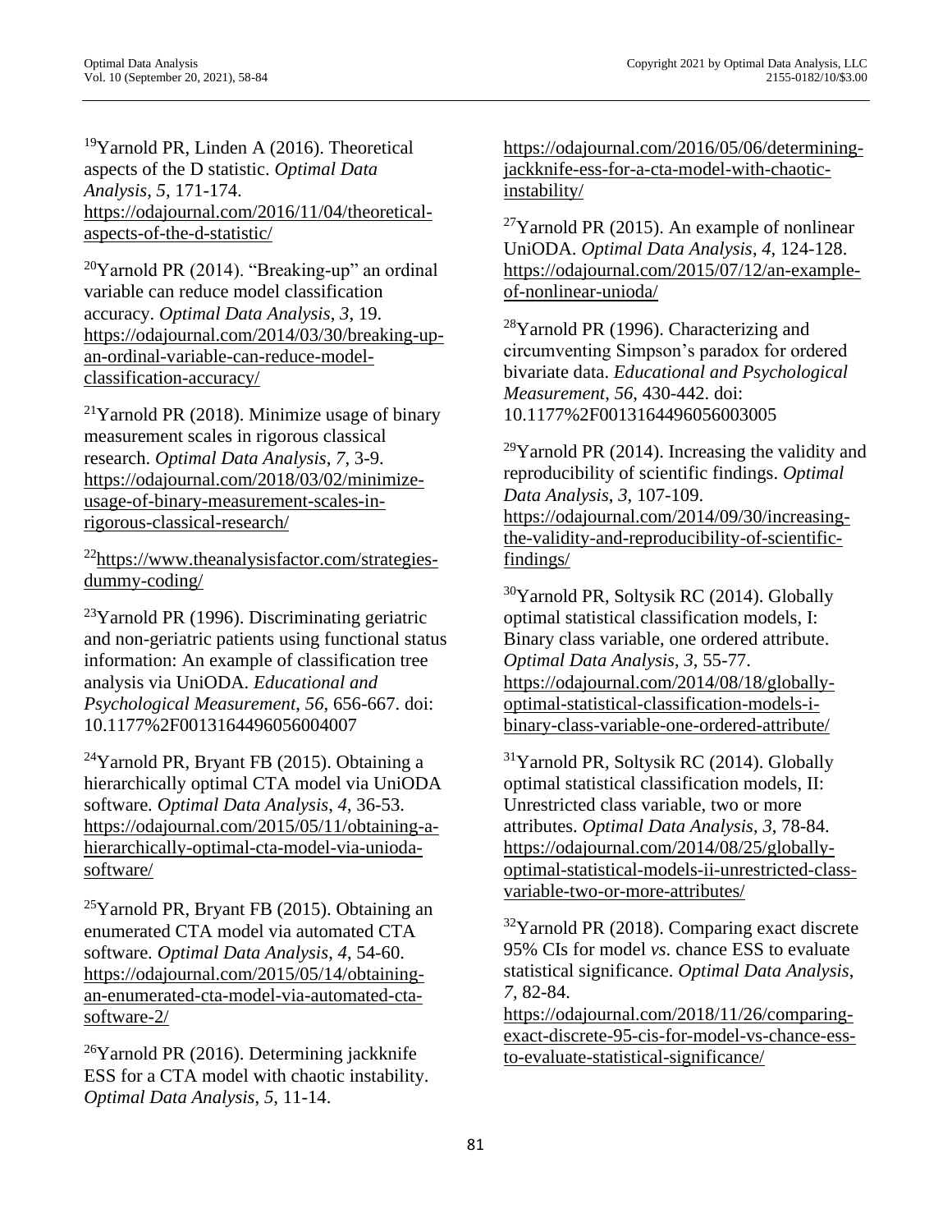[19]Yarnold PR, Linden A (2016). Theoretical aspects of the D statistic. *Optimal Data Analysis*, *5*, 171-174. https://odajournal.com/2016/11/04/theoretical-aspects-of-the-d-statistic/

[20]Yarnold PR (2014). "Breaking-up" an ordinal variable can reduce model classification accuracy. *Optimal Data Analysis*, *3*, 19. https://odajournal.com/2014/03/30/breaking-up-an-ordinal-variable-can-reduce-model-classification-accuracy/

[21]Yarnold PR (2018). Minimize usage of binary measurement scales in rigorous classical research. *Optimal Data Analysis*, *7*, 3-9. https://odajournal.com/2018/03/02/minimize-usage-of-binary-measurement-scales-in-rigorous-classical-research/

[22]https://www.theanalysisfactor.com/strategies-dummy-coding/

[23]Yarnold PR (1996). Discriminating geriatric and non-geriatric patients using functional status information: An example of classification tree analysis via UniODA. *Educational and Psychological Measurement*, *56*, 656-667. doi: 10.1177%2F0013164496056004007

[24]Yarnold PR, Bryant FB (2015). Obtaining a hierarchically optimal CTA model via UniODA software. *Optimal Data Analysis*, *4*, 36-53. https://odajournal.com/2015/05/11/obtaining-a-hierarchically-optimal-cta-model-via-unioda-software/

[25]Yarnold PR, Bryant FB (2015). Obtaining an enumerated CTA model via automated CTA software. *Optimal Data Analysis*, *4*, 54-60. https://odajournal.com/2015/05/14/obtaining-an-enumerated-cta-model-via-automated-cta-software-2/

[26]Yarnold PR (2016). Determining jackknife ESS for a CTA model with chaotic instability. *Optimal Data Analysis*, *5*, 11-14. https://odajournal.com/2016/05/06/determining-jackknife-ess-for-a-cta-model-with-chaotic-instability/

[27]Yarnold PR (2015). An example of nonlinear UniODA. *Optimal Data Analysis*, *4*, 124-128. https://odajournal.com/2015/07/12/an-example-of-nonlinear-unioda/

[28]Yarnold PR (1996). Characterizing and circumventing Simpson's paradox for ordered bivariate data. *Educational and Psychological Measurement*, *56*, 430-442. doi: 10.1177%2F0013164496056003005

[29]Yarnold PR (2014). Increasing the validity and reproducibility of scientific findings. *Optimal Data Analysis*, *3*, 107-109. https://odajournal.com/2014/09/30/increasing-the-validity-and-reproducibility-of-scientific-findings/

[30]Yarnold PR, Soltysik RC (2014). Globally optimal statistical classification models, I: Binary class variable, one ordered attribute. *Optimal Data Analysis*, *3*, 55-77. https://odajournal.com/2014/08/18/globally-optimal-statistical-classification-models-i-binary-class-variable-one-ordered-attribute/

[31]Yarnold PR, Soltysik RC (2014). Globally optimal statistical classification models, II: Unrestricted class variable, two or more attributes. *Optimal Data Analysis*, *3*, 78-84. https://odajournal.com/2014/08/25/globally-optimal-statistical-models-ii-unrestricted-class-variable-two-or-more-attributes/

[32]Yarnold PR (2018). Comparing exact discrete 95% CIs for model *vs.* chance ESS to evaluate statistical significance. *Optimal Data Analysis*, *7*, 82-84. https://odajournal.com/2018/11/26/comparing-exact-discrete-95-cis-for-model-vs-chance-ess-to-evaluate-statistical-significance/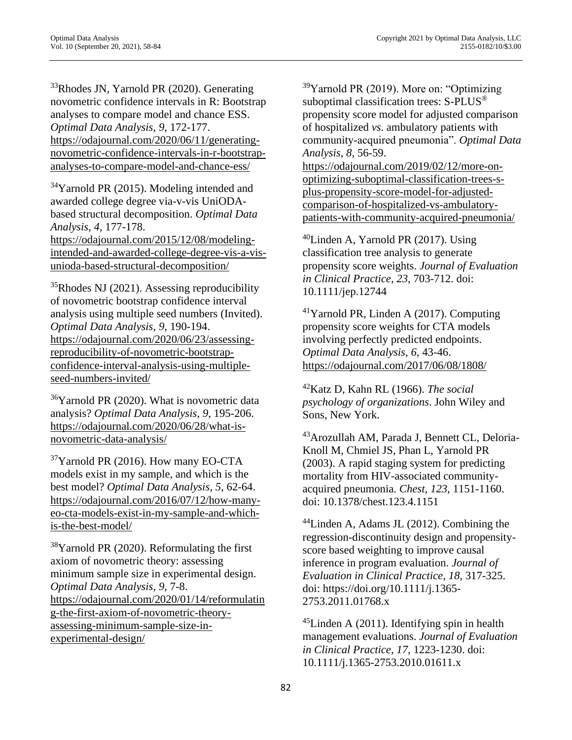[33]Rhodes JN, Yarnold PR (2020). Generating novometric confidence intervals in R: Bootstrap analyses to compare model and chance ESS. *Optimal Data Analysis*, *9*, 172-177. https://odajournal.com/2020/06/11/generating-novometric-confidence-intervals-in-r-bootstrap-analyses-to-compare-model-and-chance-ess/

[34]Yarnold PR (2015). Modeling intended and awarded college degree via-v-vis UniODA-based structural decomposition. *Optimal Data Analysis*, *4*, 177-178. https://odajournal.com/2015/12/08/modeling-intended-and-awarded-college-degree-vis-a-vis-unioda-based-structural-decomposition/

[35]Rhodes NJ (2021). Assessing reproducibility of novometric bootstrap confidence interval analysis using multiple seed numbers (Invited). *Optimal Data Analysis*, *9*, 190-194. https://odajournal.com/2020/06/23/assessing-reproducibility-of-novometric-bootstrap-confidence-interval-analysis-using-multiple-seed-numbers-invited/

[36]Yarnold PR (2020). What is novometric data analysis? *Optimal Data Analysis*, *9*, 195-206. https://odajournal.com/2020/06/28/what-is-novometric-data-analysis/

[37]Yarnold PR (2016). How many EO-CTA models exist in my sample, and which is the best model? *Optimal Data Analysis*, *5*, 62-64. https://odajournal.com/2016/07/12/how-many-eo-cta-models-exist-in-my-sample-and-which-is-the-best-model/

[38]Yarnold PR (2020). Reformulating the first axiom of novometric theory: assessing minimum sample size in experimental design. *Optimal Data Analysis*, *9*, 7-8. https://odajournal.com/2020/01/14/reformulating-the-first-axiom-of-novometric-theory-assessing-minimum-sample-size-in-experimental-design/

[39]Yarnold PR (2019). More on: "Optimizing suboptimal classification trees: S-PLUS® propensity score model for adjusted comparison of hospitalized *vs*. ambulatory patients with community-acquired pneumonia". *Optimal Data Analysis*, *8*, 56-59. https://odajournal.com/2019/02/12/more-on-optimizing-suboptimal-classification-trees-s-plus-propensity-score-model-for-adjusted-comparison-of-hospitalized-vs-ambulatory-patients-with-community-acquired-pneumonia/

[40]Linden A, Yarnold PR (2017). Using classification tree analysis to generate propensity score weights. *Journal of Evaluation in Clinical Practice*, *23*, 703-712. doi: 10.1111/jep.12744

[41]Yarnold PR, Linden A (2017). Computing propensity score weights for CTA models involving perfectly predicted endpoints. *Optimal Data Analysis*, *6*, 43-46. https://odajournal.com/2017/06/08/1808/

[42]Katz D, Kahn RL (1966). *The social psychology of organizations*. John Wiley and Sons, New York.

[43]Arozullah AM, Parada J, Bennett CL, Deloria-Knoll M, Chmiel JS, Phan L, Yarnold PR (2003). A rapid staging system for predicting mortality from HIV-associated community-acquired pneumonia. *Chest*, *123*, 1151-1160. doi: 10.1378/chest.123.4.1151

[44]Linden A, Adams JL (2012). Combining the regression-discontinuity design and propensity-score based weighting to improve causal inference in program evaluation. *Journal of Evaluation in Clinical Practice*, *18*, 317-325. doi: https://doi.org/10.1111/j.1365-2753.2011.01768.x

[45]Linden A (2011). Identifying spin in health management evaluations. *Journal of Evaluation in Clinical Practice*, *17*, 1223-1230. doi: 10.1111/j.1365-2753.2010.01611.x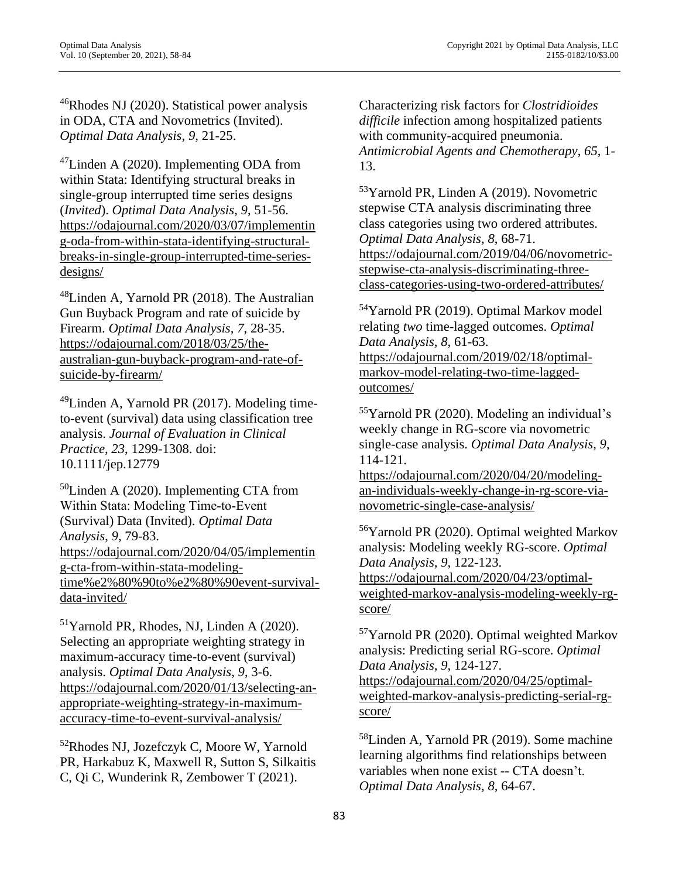[46]Rhodes NJ (2020). Statistical power analysis in ODA, CTA and Novometrics (Invited). *Optimal Data Analysis*, *9*, 21-25.

[47]Linden A (2020). Implementing ODA from within Stata: Identifying structural breaks in single-group interrupted time series designs (*Invited*). *Optimal Data Analysis*, *9*, 51-56. https://odajournal.com/2020/03/07/implementing-oda-from-within-stata-identifying-structural-breaks-in-single-group-interrupted-time-series-designs/

[48]Linden A, Yarnold PR (2018). The Australian Gun Buyback Program and rate of suicide by Firearm. *Optimal Data Analysis*, *7*, 28-35. https://odajournal.com/2018/03/25/the-australian-gun-buyback-program-and-rate-of-suicide-by-firearm/

[49]Linden A, Yarnold PR (2017). Modeling time-to-event (survival) data using classification tree analysis. *Journal of Evaluation in Clinical Practice*, *23*, 1299-1308. doi: 10.1111/jep.12779

[50]Linden A (2020). Implementing CTA from Within Stata: Modeling Time-to-Event (Survival) Data (Invited). *Optimal Data Analysis*, *9*, 79-83. https://odajournal.com/2020/04/05/implementing-cta-from-within-stata-modeling-time%e2%80%90to%e2%80%90event-survival-data-invited/

[51]Yarnold PR, Rhodes, NJ, Linden A (2020). Selecting an appropriate weighting strategy in maximum-accuracy time-to-event (survival) analysis. *Optimal Data Analysis*, *9*, 3-6. https://odajournal.com/2020/01/13/selecting-an-appropriate-weighting-strategy-in-maximum-accuracy-time-to-event-survival-analysis/

[52]Rhodes NJ, Jozefczyk C, Moore W, Yarnold PR, Harkabuz K, Maxwell R, Sutton S, Silkaitis C, Qi C, Wunderink R, Zembower T (2021). Characterizing risk factors for *Clostridioides difficile* infection among hospitalized patients with community-acquired pneumonia. *Antimicrobial Agents and Chemotherapy*, *65*, 1-13.

[53]Yarnold PR, Linden A (2019). Novometric stepwise CTA analysis discriminating three class categories using two ordered attributes. *Optimal Data Analysis*, *8*, 68-71. https://odajournal.com/2019/04/06/novometric-stepwise-cta-analysis-discriminating-three-class-categories-using-two-ordered-attributes/

[54]Yarnold PR (2019). Optimal Markov model relating *two* time-lagged outcomes. *Optimal Data Analysis*, *8*, 61-63. https://odajournal.com/2019/02/18/optimal-markov-model-relating-two-time-lagged-outcomes/

[55]Yarnold PR (2020). Modeling an individual's weekly change in RG-score via novometric single-case analysis. *Optimal Data Analysis*, *9*, 114-121. https://odajournal.com/2020/04/20/modeling-an-individuals-weekly-change-in-rg-score-via-novometric-single-case-analysis/

[56]Yarnold PR (2020). Optimal weighted Markov analysis: Modeling weekly RG-score. *Optimal Data Analysis*, *9*, 122-123. https://odajournal.com/2020/04/23/optimal-weighted-markov-analysis-modeling-weekly-rg-score/

[57]Yarnold PR (2020). Optimal weighted Markov analysis: Predicting serial RG-score. *Optimal Data Analysis*, *9*, 124-127. https://odajournal.com/2020/04/25/optimal-weighted-markov-analysis-predicting-serial-rg-score/

[58]Linden A, Yarnold PR (2019). Some machine learning algorithms find relationships between variables when none exist -- CTA doesn't. *Optimal Data Analysis*, *8*, 64-67.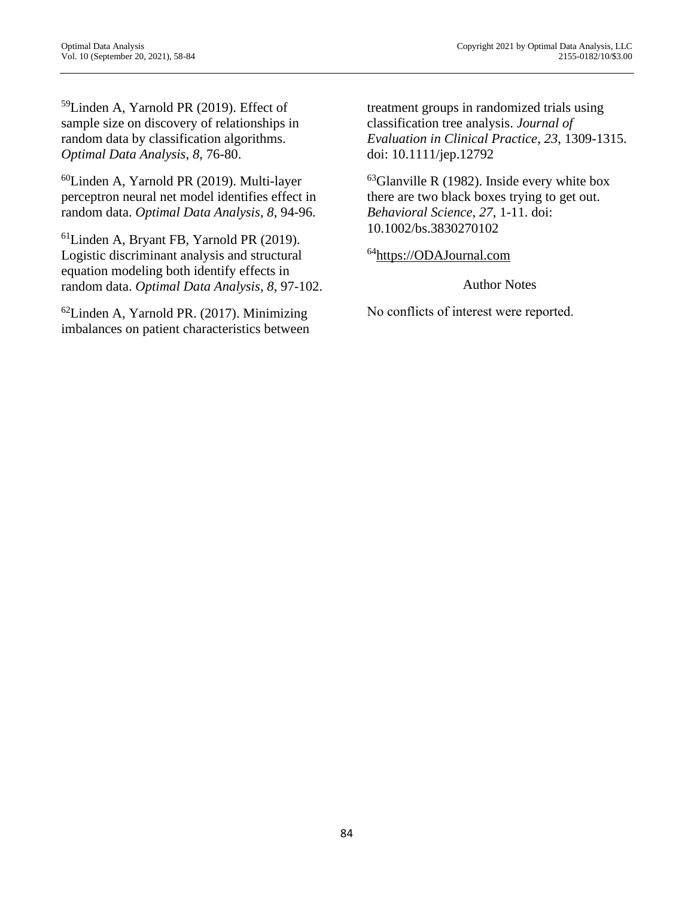[59]Linden A, Yarnold PR (2019). Effect of sample size on discovery of relationships in random data by classification algorithms. *Optimal Data Analysis*, *8*, 76-80.

[60]Linden A, Yarnold PR (2019). Multi-layer perceptron neural net model identifies effect in random data. *Optimal Data Analysis*, *8*, 94-96.

[61]Linden A, Bryant FB, Yarnold PR (2019). Logistic discriminant analysis and structural equation modeling both identify effects in random data. *Optimal Data Analysis*, *8*, 97-102.

[62]Linden A, Yarnold PR. (2017). Minimizing imbalances on patient characteristics between treatment groups in randomized trials using classification tree analysis. *Journal of Evaluation in Clinical Practice*, *23*, 1309-1315. doi: 10.1111/jep.12792

[63]Glanville R (1982). Inside every white box there are two black boxes trying to get out. *Behavioral Science*, *27*, 1-11. doi: 10.1002/bs.3830270102

[64]https://ODAJournal.com

## Author Notes

No conflicts of interest were reported.